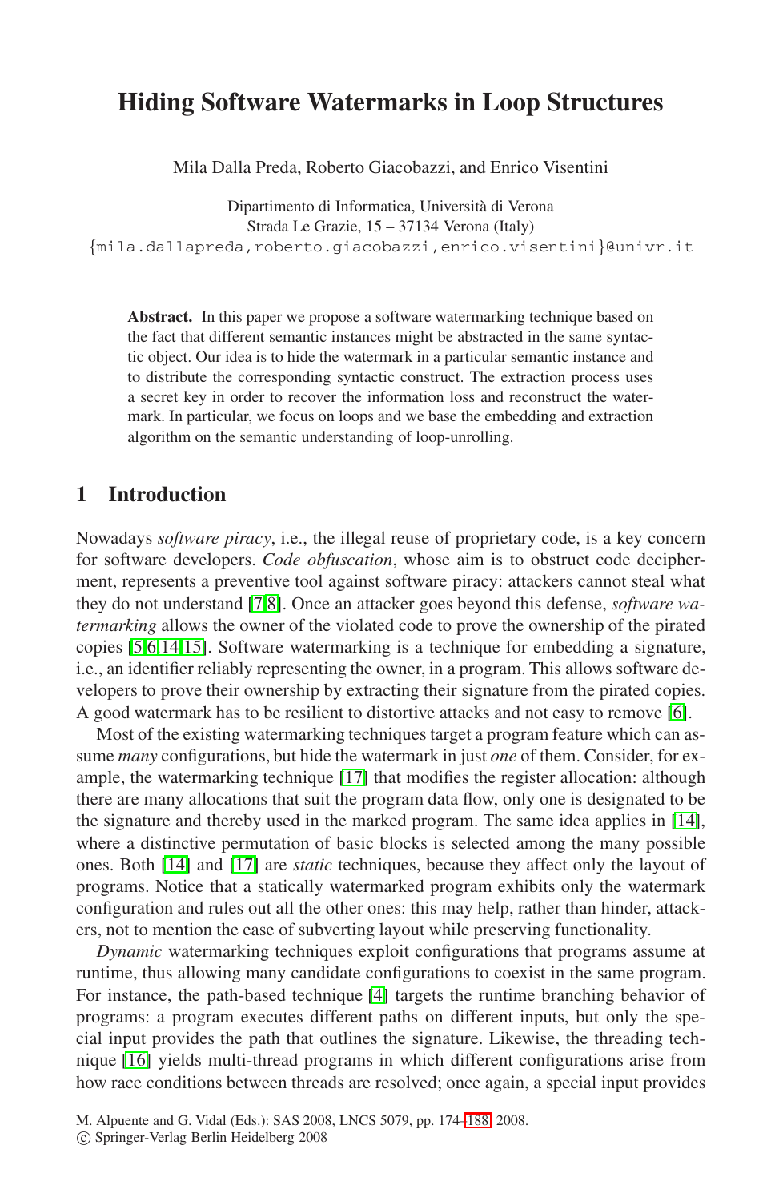# Hiding Software Watermarks in Loop Structures

Mila Dalla Preda, Roberto Giacobazzi, and Enrico Visentini

Dipartimento di Informatica, Università di Verona
Strada Le Grazie, 15 – 37134 Verona (Italy)
{mila.dallapreda,roberto.giacobazzi,enrico.visentini}@univr.it

**Abstract.** In this paper we propose a software watermarking technique based on the fact that different semantic instances might be abstracted in the same syntactic object. Our idea is to hide the watermark in a particular semantic instance and to distribute the corresponding syntactic construct. The extraction process uses a secret key in order to recover the information loss and reconstruct the watermark. In particular, we focus on loops and we base the embedding and extraction algorithm on the semantic understanding of loop-unrolling.

## 1 Introduction

Nowadays *software piracy*, i.e., the illegal reuse of proprietary code, is a key concern for software developers. *Code obfuscation*, whose aim is to obstruct code decipherment, represents a preventive tool against software piracy: attackers cannot steal what they do not understand [7,8]. Once an attacker goes beyond this defense, *software watermarking* allows the owner of the violated code to prove the ownership of the pirated copies [5,6,14,15]. Software watermarking is a technique for embedding a signature, i.e., an identifier reliably representing the owner, in a program. This allows software developers to prove their ownership by extracting their signature from the pirated copies. A good watermark has to be resilient to distortive attacks and not easy to remove [6].

Most of the existing watermarking techniques target a program feature which can assume *many* configurations, but hide the watermark in just *one* of them. Consider, for example, the watermarking technique [17] that modifies the register allocation: although there are many allocations that suit the program data flow, only one is designated to be the signature and thereby used in the marked program. The same idea applies in [14], where a distinctive permutation of basic blocks is selected among the many possible ones. Both [14] and [17] are *static* techniques, because they affect only the layout of programs. Notice that a statically watermarked program exhibits only the watermark configuration and rules out all the other ones: this may help, rather than hinder, attackers, not to mention the ease of subverting layout while preserving functionality.

*Dynamic* watermarking techniques exploit configurations that programs assume at runtime, thus allowing many candidate configurations to coexist in the same program. For instance, the path-based technique [4] targets the runtime branching behavior of programs: a program executes different paths on different inputs, but only the special input provides the path that outlines the signature. Likewise, the threading technique [16] yields multi-thread programs in which different configurations arise from how race conditions between threads are resolved; once again, a special input provides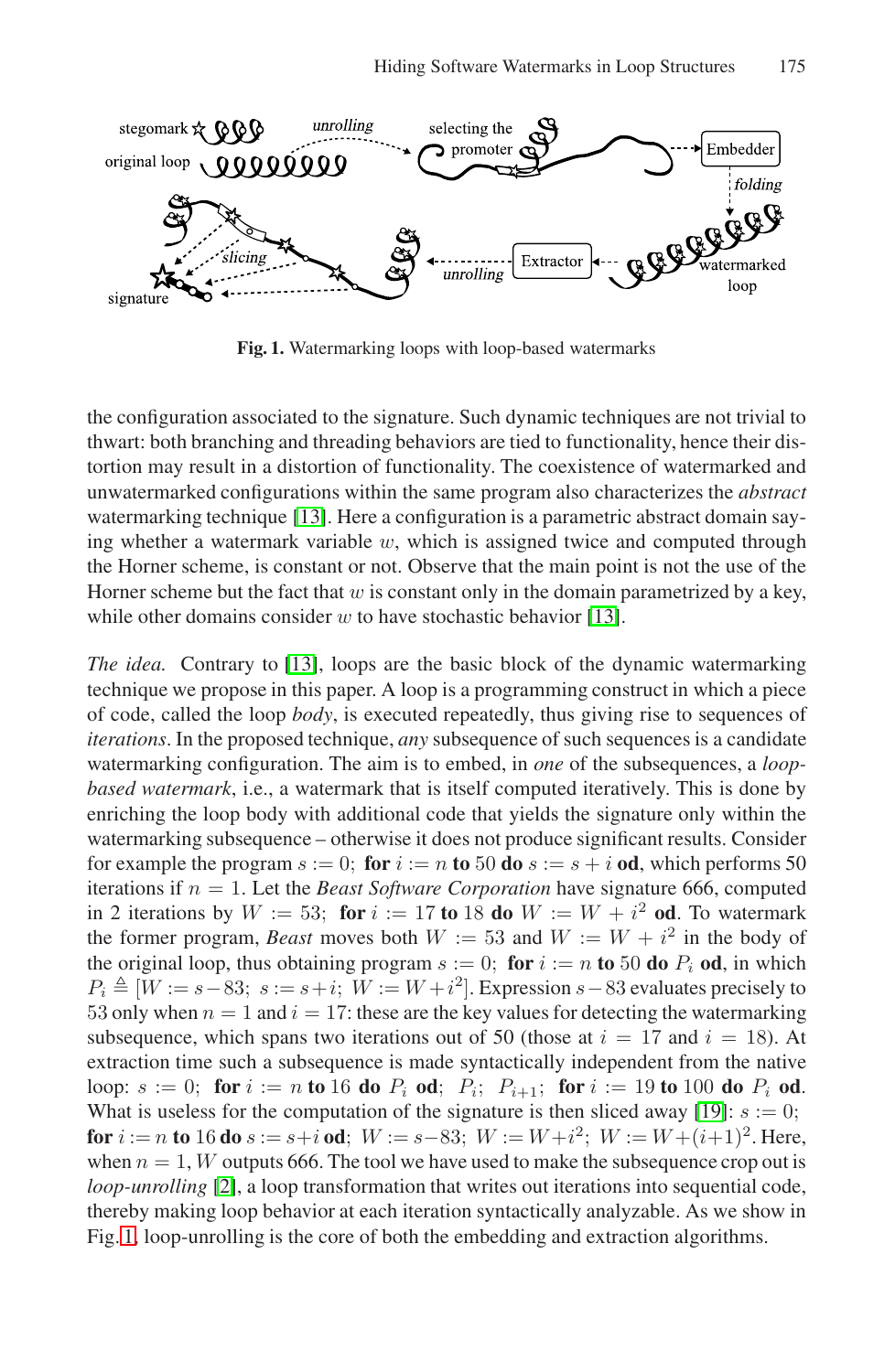**Fig. 1.** Watermarking loops with loop-based watermarks

the configuration associated to the signature. Such dynamic techniques are not trivial to thwart: both branching and threading behaviors are tied to functionality, hence their distortion may result in a distortion of functionality. The coexistence of watermarked and unwatermarked configurations within the same program also characterizes the *abstract* watermarking technique [13]. Here a configuration is a parametric abstract domain saying whether a watermark variable $w$, which is assigned twice and computed through the Horner scheme, is constant or not. Observe that the main point is not the use of the Horner scheme but the fact that $w$ is constant only in the domain parametrized by a key, while other domains consider $w$ to have stochastic behavior [13].

*The idea.* Contrary to [13], loops are the basic block of the dynamic watermarking technique we propose in this paper. A loop is a programming construct in which a piece of code, called the loop *body*, is executed repeatedly, thus giving rise to sequences of *iterations*. In the proposed technique, *any* subsequence of such sequences is a candidate watermarking configuration. The aim is to embed, in *one* of the subsequences, a *loop-based watermark*, i.e., a watermark that is itself computed iteratively. This is done by enriching the loop body with additional code that yields the signature only within the watermarking subsequence – otherwise it does not produce significant results. Consider for example the program $s := 0;$ **for** $i := n$ **to** $50$ **do** $s := s + i$ **od**, which performs 50 iterations if $n = 1$. Let the *Beast Software Corporation* have signature 666, computed in 2 iterations by $W := 53;$ **for** $i := 17$ **to** $18$ **do** $W := W + i^2$ **od**. To watermark the former program, *Beast* moves both $W := 53$ and $W := W + i^2$ in the body of the original loop, thus obtaining program $s := 0;$ **for** $i := n$ **to** $50$ **do** $P_i$ **od**, in which $P_i \triangleq [W := s-83;\ s := s+i;\ W := W+i^2]$. Expression $s-83$ evaluates precisely to 53 only when $n = 1$ and $i = 17$: these are the key values for detecting the watermarking subsequence, which spans two iterations out of 50 (those at $i = 17$ and $i = 18$). At extraction time such a subsequence is made syntactically independent from the native loop: $s := 0;$ **for** $i := n$ **to** $16$ **do** $P_i$ **od**; $P_i$; $P_{i+1}$; **for** $i := 19$ **to** $100$ **do** $P_i$ **od**. What is useless for the computation of the signature is then sliced away [19]: $s := 0;$ **for** $i := n$ **to** $16$ **do** $s := s+i$ **od**; $W := s-83;\ W := W+i^2;\ W := W+(i+1)^2$. Here, when $n = 1$, $W$ outputs 666. The tool we have used to make the subsequence crop out is *loop-unrolling* [2], a loop transformation that writes out iterations into sequential code, thereby making loop behavior at each iteration syntactically analyzable. As we show in Fig. 1, loop-unrolling is the core of both the embedding and extraction algorithms.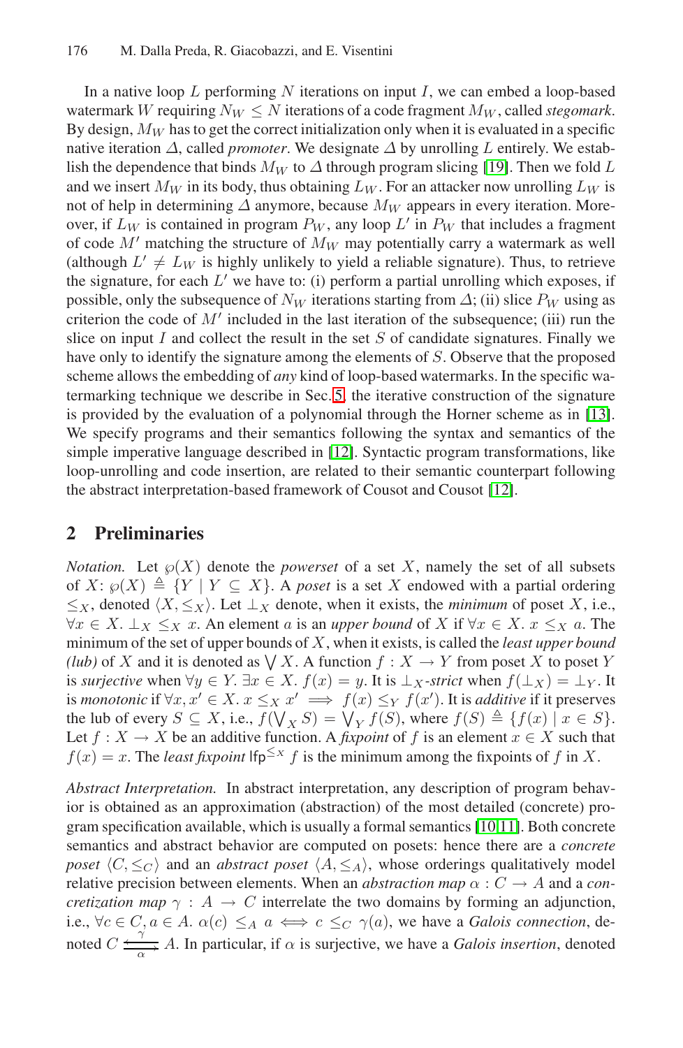In a native loop $L$ performing $N$ iterations on input $I$, we can embed a loop-based watermark $W$ requiring $N_W \leq N$ iterations of a code fragment $M_W$, called *stegomark*. By design, $M_W$ has to get the correct initialization only when it is evaluated in a specific native iteration $\Delta$, called *promoter*. We designate $\Delta$ by unrolling $L$ entirely. We establish the dependence that binds $M_W$ to $\Delta$ through program slicing [19]. Then we fold $L$ and we insert $M_W$ in its body, thus obtaining $L_W$. For an attacker now unrolling $L_W$ is not of help in determining $\Delta$ anymore, because $M_W$ appears in every iteration. Moreover, if $L_W$ is contained in program $P_W$, any loop $L'$ in $P_W$ that includes a fragment of code $M'$ matching the structure of $M_W$ may potentially carry a watermark as well (although $L' \neq L_W$ is highly unlikely to yield a reliable signature). Thus, to retrieve the signature, for each $L'$ we have to: (i) perform a partial unrolling which exposes, if possible, only the subsequence of $N_W$ iterations starting from $\Delta$; (ii) slice $P_W$ using as criterion the code of $M'$ included in the last iteration of the subsequence; (iii) run the slice on input $I$ and collect the result in the set $S$ of candidate signatures. Finally we have only to identify the signature among the elements of $S$. Observe that the proposed scheme allows the embedding of *any* kind of loop-based watermarks. In the specific watermarking technique we describe in Sec. 5, the iterative construction of the signature is provided by the evaluation of a polynomial through the Horner scheme as in [13]. We specify programs and their semantics following the syntax and semantics of the simple imperative language described in [12]. Syntactic program transformations, like loop-unrolling and code insertion, are related to their semantic counterpart following the abstract interpretation-based framework of Cousot and Cousot [12].

## 2 Preliminaries

*Notation.* Let $\wp(X)$ denote the *powerset* of a set $X$, namely the set of all subsets of $X$: $\wp(X) \triangleq \{Y \mid Y \subseteq X\}$. A *poset* is a set $X$ endowed with a partial ordering $\leq_X$, denoted $\langle X, \leq_X \rangle$. Let $\bot_X$ denote, when it exists, the *minimum* of poset $X$, i.e., $\forall x \in X.\ \bot_X \leq_X x$. An element $a$ is an *upper bound* of $X$ if $\forall x \in X.\ x \leq_X a$. The minimum of the set of upper bounds of $X$, when it exists, is called the *least upper bound (lub)* of $X$ and it is denoted as $\bigvee X$. A function $f : X \to Y$ from poset $X$ to poset $Y$ is *surjective* when $\forall y \in Y.\ \exists x \in X.\ f(x) = y$. It is $\bot_X$*-strict* when $f(\bot_X) = \bot_Y$. It is *monotonic* if $\forall x, x' \in X.\ x \leq_X x' \implies f(x) \leq_Y f(x')$. It is *additive* if it preserves the lub of every $S \subseteq X$, i.e., $f(\bigvee_X S) = \bigvee_Y f(S)$, where $f(S) \triangleq \{f(x) \mid x \in S\}$. Let $f : X \to X$ be an additive function. A *fixpoint* of $f$ is an element $x \in X$ such that $f(x) = x$. The *least fixpoint* $\mathsf{lfp}^{\leq_X} f$ is the minimum among the fixpoints of $f$ in $X$.

*Abstract Interpretation.* In abstract interpretation, any description of program behavior is obtained as an approximation (abstraction) of the most detailed (concrete) program specification available, which is usually a formal semantics [10,11]. Both concrete semantics and abstract behavior are computed on posets: hence there are a *concrete poset* $\langle C, \leq_C \rangle$ and an *abstract poset* $\langle A, \leq_A \rangle$, whose orderings qualitatively model relative precision between elements. When an *abstraction map* $\alpha : C \to A$ and a *concretization map* $\gamma : A \to C$ interrelate the two domains by forming an adjunction, i.e., $\forall c \in C, a \in A.\ \alpha(c) \leq_A a \iff c \leq_C \gamma(a)$, we have a *Galois connection*, denoted $C \underset{\alpha}{\overset{\gamma}{\leftrightarrows}} A$. In particular, if $\alpha$ is surjective, we have a *Galois insertion*, denoted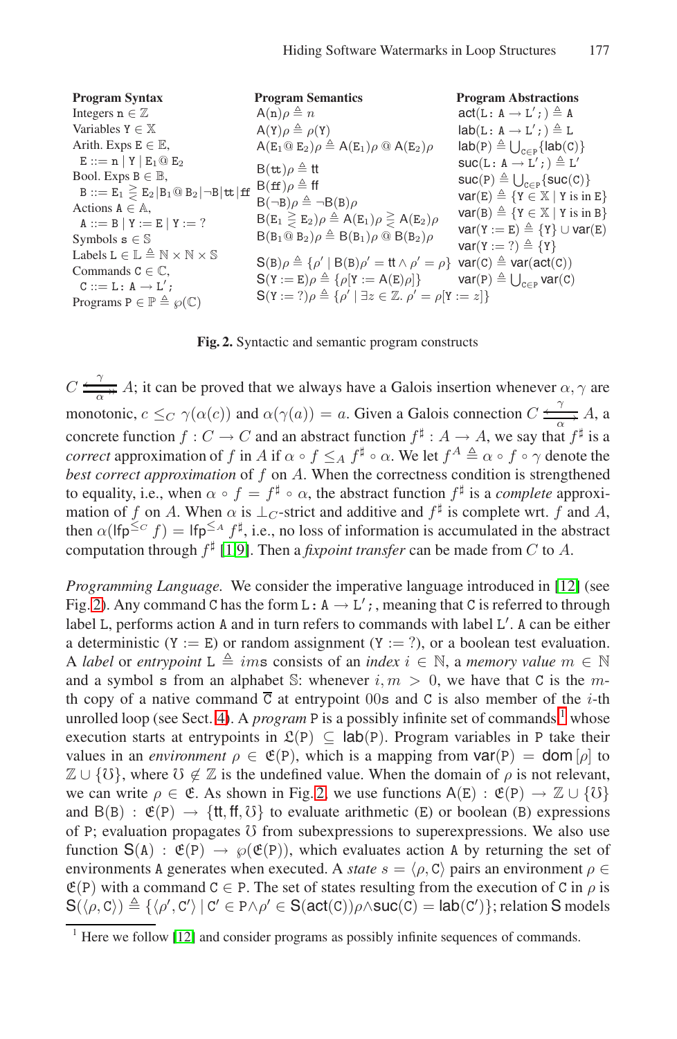**Program Syntax**

Integers $\mathtt{n} \in \mathbb{Z}$

Variables $\mathtt{Y} \in \mathbb{X}$

Arith. Exps $\mathtt{E} \in \mathbb{E}$,

$\mathtt{E} ::= \mathtt{n} \mid \mathtt{Y} \mid \mathtt{E}_1 @ \mathtt{E}_2$

Bool. Exps $\mathtt{B} \in \mathbb{B}$,

$\mathtt{B} ::= \mathtt{E}_1 \gtreqless \mathtt{E}_2 \mid \mathtt{B}_1 @ \mathtt{B}_2 \mid \neg\mathtt{B} \mid \mathtt{tt} \mid \mathtt{ff}$

Actions $\mathtt{A} \in \mathbb{A}$,

$\mathtt{A} ::= \mathtt{B} \mid \mathtt{Y} := \mathtt{E} \mid \mathtt{Y} := ?$

Symbols $\mathtt{s} \in \mathbb{S}$

Labels $\mathtt{L} \in \mathbb{L} \triangleq \mathbb{N} \times \mathbb{N} \times \mathbb{S}$

Commands $\mathtt{C} \in \mathbb{C}$,

$\mathtt{C} ::= \mathtt{L} \colon \mathtt{A} \to \mathtt{L}';$

Programs $\mathtt{P} \in \mathbb{P} \triangleq \wp(\mathbb{C})$

**Program Semantics**

$\mathsf{A}(\mathtt{n})\rho \triangleq n$

$\mathsf{A}(\mathtt{Y})\rho \triangleq \rho(\mathtt{Y})$

$\mathsf{A}(\mathtt{E}_1 @ \mathtt{E}_2)\rho \triangleq \mathsf{A}(\mathtt{E}_1)\rho \; @ \; \mathsf{A}(\mathtt{E}_2)\rho$

$\mathsf{B}(\mathtt{tt})\rho \triangleq \mathsf{tt}$

$\mathsf{B}(\mathtt{ff})\rho \triangleq \mathsf{ff}$

$\mathsf{B}(\neg\mathtt{B})\rho \triangleq \neg\mathsf{B}(\mathtt{B})\rho$

$\mathsf{B}(\mathtt{E}_1 \gtreqless \mathtt{E}_2)\rho \triangleq \mathsf{A}(\mathtt{E}_1)\rho \gtreqless \mathsf{A}(\mathtt{E}_2)\rho$

$\mathsf{B}(\mathtt{B}_1 @ \mathtt{B}_2)\rho \triangleq \mathsf{B}(\mathtt{B}_1)\rho \; @ \; \mathsf{B}(\mathtt{B}_2)\rho$

$\mathsf{S}(\mathtt{B})\rho \triangleq \{\rho' \mid \mathsf{B}(\mathtt{B})\rho' = \mathsf{tt} \wedge \rho' = \rho\}$

$\mathsf{S}(\mathtt{Y} := \mathtt{E})\rho \triangleq \{\rho[\mathtt{Y} := \mathsf{A}(\mathtt{E})\rho]\}$

$\mathsf{S}(\mathtt{Y} := ?)\rho \triangleq \{\rho' \mid \exists z \in \mathbb{Z}.\ \rho' = \rho[\mathtt{Y} := z]\}$

**Program Abstractions**

$\mathsf{act}(\mathtt{L} \colon \mathtt{A} \to \mathtt{L}';) \triangleq \mathtt{A}$

$\mathsf{lab}(\mathtt{L} \colon \mathtt{A} \to \mathtt{L}';) \triangleq \mathtt{L}$

$\mathsf{lab}(\mathtt{P}) \triangleq \bigcup_{\mathtt{C} \in \mathtt{P}} \{\mathsf{lab}(\mathtt{C})\}$

$\mathsf{suc}(\mathtt{L} \colon \mathtt{A} \to \mathtt{L}';) \triangleq \mathtt{L}'$

$\mathsf{suc}(\mathtt{P}) \triangleq \bigcup_{\mathtt{C} \in \mathtt{P}} \{\mathsf{suc}(\mathtt{C})\}$

$\mathsf{var}(\mathtt{E}) \triangleq \{\mathtt{Y} \in \mathbb{X} \mid \mathtt{Y} \text{ is in } \mathtt{E}\}$

$\mathsf{var}(\mathtt{B}) \triangleq \{\mathtt{Y} \in \mathbb{X} \mid \mathtt{Y} \text{ is in } \mathtt{B}\}$

$\mathsf{var}(\mathtt{Y} := \mathtt{E}) \triangleq \{\mathtt{Y}\} \cup \mathsf{var}(\mathtt{E})$

$\mathsf{var}(\mathtt{Y} := ?) \triangleq \{\mathtt{Y}\}$

$\mathsf{var}(\mathtt{C}) \triangleq \mathsf{var}(\mathsf{act}(\mathtt{C}))$

$\mathsf{var}(\mathtt{P}) \triangleq \bigcup_{\mathtt{C} \in \mathtt{P}} \mathsf{var}(\mathtt{C})$

**Fig. 2.** Syntactic and semantic program constructs

$C \underset{\alpha}{\overset{\gamma}{\leftrightarrows}} A$; it can be proved that we always have a Galois insertion whenever $\alpha, \gamma$ are monotonic, $c \leq_C \gamma(\alpha(c))$ and $\alpha(\gamma(a)) = a$. Given a Galois connection $C \underset{\alpha}{\overset{\gamma}{\leftrightarrows}} A$, a concrete function $f : C \to C$ and an abstract function $f^\sharp : A \to A$, we say that $f^\sharp$ is a *correct* approximation of $f$ in $A$ if $\alpha \circ f \leq_A f^\sharp \circ \alpha$. We let $f^A \triangleq \alpha \circ f \circ \gamma$ denote the *best correct approximation* of $f$ on $A$. When the correctness condition is strengthened to equality, i.e., when $\alpha \circ f = f^\sharp \circ \alpha$, the abstract function $f^\sharp$ is a *complete* approximation of $f$ on $A$. When $\alpha$ is $\bot_C$-strict and additive and $f^\sharp$ is complete wrt. $f$ and $A$, then $\alpha(\mathsf{lfp}^{\leq_C} f) = \mathsf{lfp}^{\leq_A} f^\sharp$, i.e., no loss of information is accumulated in the abstract computation through $f^\sharp$ [1,9]. Then a *fixpoint transfer* can be made from $C$ to $A$.

*Programming Language.* We consider the imperative language introduced in [12] (see Fig. 2). Any command $\mathtt{C}$ has the form $\mathtt{L} \colon \mathtt{A} \to \mathtt{L}';$, meaning that $\mathtt{C}$ is referred to through label $\mathtt{L}$, performs action $\mathtt{A}$ and in turn refers to commands with label $\mathtt{L}'$. $\mathtt{A}$ can be either a deterministic ($\mathtt{Y} := \mathtt{E}$) or random assignment ($\mathtt{Y} := ?$), or a boolean test evaluation. A *label* or *entrypoint* $\mathtt{L} \triangleq ims$ consists of an *index* $i \in \mathbb{N}$, a *memory value* $m \in \mathbb{N}$ and a symbol $\mathtt{s}$ from an alphabet $\mathbb{S}$: whenever $i, m > 0$, we have that $\mathtt{C}$ is the $m$-th copy of a native command $\overline{\mathtt{C}}$ at entrypoint $00\mathtt{s}$ and $\mathtt{C}$ is also member of the $i$-th unrolled loop (see Sect. 4). A *program* $\mathtt{P}$ is a possibly infinite set of commands[1] whose execution starts at entrypoints in $\mathfrak{L}(\mathtt{P}) \subseteq \mathsf{lab}(\mathtt{P})$. Program variables in $\mathtt{P}$ take their values in an *environment* $\rho \in \mathfrak{E}(\mathtt{P})$, which is a mapping from $\mathsf{var}(\mathtt{P}) = \mathsf{dom}[\rho]$ to $\mathbb{Z} \cup \{\mho\}$, where $\mho \notin \mathbb{Z}$ is the undefined value. When the domain of $\rho$ is not relevant, we can write $\rho \in \mathfrak{E}$. As shown in Fig. 2, we use functions $\mathsf{A}(\mathtt{E}) : \mathfrak{E}(\mathtt{P}) \to \mathbb{Z} \cup \{\mho\}$ and $\mathsf{B}(\mathtt{B}) : \mathfrak{E}(\mathtt{P}) \to \{\mathsf{tt}, \mathsf{ff}, \mho\}$ to evaluate arithmetic ($\mathtt{E}$) or boolean ($\mathtt{B}$) expressions of $\mathtt{P}$; evaluation propagates $\mho$ from subexpressions to superexpressions. We also use function $\mathsf{S}(\mathtt{A}) : \mathfrak{E}(\mathtt{P}) \to \wp(\mathfrak{E}(\mathtt{P}))$, which evaluates action $\mathtt{A}$ by returning the set of environments $\mathtt{A}$ generates when executed. A *state* $s = \langle \rho, \mathtt{C} \rangle$ pairs an environment $\rho \in \mathfrak{E}(\mathtt{P})$ with a command $\mathtt{C} \in \mathtt{P}$. The set of states resulting from the execution of $\mathtt{C}$ in $\rho$ is $\mathsf{S}(\langle \rho, \mathtt{C} \rangle) \triangleq \{\langle \rho', \mathtt{C}' \rangle \mid \mathtt{C}' \in \mathtt{P} \wedge \rho' \in \mathsf{S}(\mathsf{act}(\mathtt{C}))\rho \wedge \mathsf{suc}(\mathtt{C}) = \mathsf{lab}(\mathtt{C}')\}$; relation $\mathsf{S}$ models

[1] Here we follow [12] and consider programs as possibly infinite sequences of commands.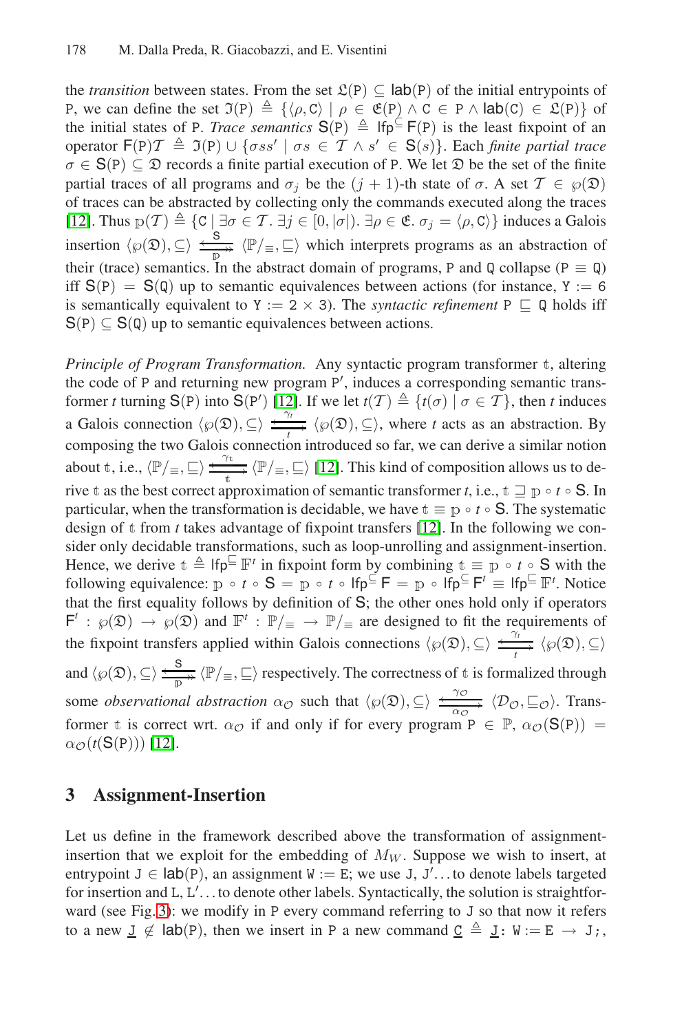the *transition* between states. From the set $\mathfrak{L}(\mathtt{P}) \subseteq \mathsf{lab}(\mathtt{P})$ of the initial entrypoints of P, we can define the set $\mathfrak{I}(\mathtt{P}) \triangleq \{\langle \rho, \mathtt{C} \rangle \mid \rho \in \mathfrak{E}(\mathtt{P}) \wedge \mathtt{C} \in \mathtt{P} \wedge \mathsf{lab}(\mathtt{C}) \in \mathfrak{L}(\mathtt{P})\}$ of the initial states of P. *Trace semantics* $\mathsf{S}(\mathtt{P}) \triangleq \mathsf{lfp}^{\subseteq} \mathsf{F}(\mathtt{P})$ is the least fixpoint of an operator $\mathsf{F}(\mathtt{P})\mathcal{T} \triangleq \mathfrak{I}(\mathtt{P}) \cup \{\sigma s s' \mid \sigma s \in \mathcal{T} \wedge s' \in \mathsf{S}(s)\}$. Each *finite partial trace* $\sigma \in \mathsf{S}(\mathtt{P}) \subseteq \mathfrak{D}$ records a finite partial execution of P. We let $\mathfrak{D}$ be the set of the finite partial traces of all programs and $\sigma_j$ be the $(j+1)$-th state of $\sigma$. A set $\mathcal{T} \in \wp(\mathfrak{D})$ of traces can be abstracted by collecting only the commands executed along the traces [12]. Thus $\mathbb{p}(\mathcal{T}) \triangleq \{\mathtt{C} \mid \exists \sigma \in \mathcal{T}.\, \exists j \in [0, |\sigma|).\, \exists \rho \in \mathfrak{E}.\, \sigma_j = \langle \rho, \mathtt{C} \rangle\}$ induces a Galois insertion $\langle \wp(\mathfrak{D}), \subseteq \rangle \underset{\mathbb{p}}{\overset{\mathsf{S}}{\leftrightarrows}} \langle \mathbb{P}/_{\equiv}, \sqsubseteq \rangle$ which interprets programs as an abstraction of their (trace) semantics. In the abstract domain of programs, P and Q collapse ($\mathtt{P} \equiv \mathtt{Q}$) iff $\mathsf{S}(\mathtt{P}) = \mathsf{S}(\mathtt{Q})$ up to semantic equivalences between actions (for instance, `Y := 6` is semantically equivalent to `Y := 2 × 3`). The *syntactic refinement* $\mathtt{P} \sqsubseteq \mathtt{Q}$ holds iff $\mathsf{S}(\mathtt{P}) \subseteq \mathsf{S}(\mathtt{Q})$ up to semantic equivalences between actions.

*Principle of Program Transformation.* Any syntactic program transformer $\mathbb{t}$, altering the code of P and returning new program P′, induces a corresponding semantic transformer $t$ turning $\mathsf{S}(\mathtt{P})$ into $\mathsf{S}(\mathtt{P}')$ [12]. If we let $t(\mathcal{T}) \triangleq \{t(\sigma) \mid \sigma \in \mathcal{T}\}$, then $t$ induces a Galois connection $\langle \wp(\mathfrak{D}), \subseteq \rangle \underset{t}{\overset{\gamma_t}{\leftrightarrows}} \langle \wp(\mathfrak{D}), \subseteq \rangle$, where $t$ acts as an abstraction. By composing the two Galois connection introduced so far, we can derive a similar notion about $\mathbb{t}$, i.e., $\langle \mathbb{P}/_{\equiv}, \sqsubseteq \rangle \underset{\mathbb{t}}{\overset{\gamma_{\mathbb{t}}}{\leftrightarrows}} \langle \mathbb{P}/_{\equiv}, \sqsubseteq \rangle$ [12]. This kind of composition allows us to derive $\mathbb{t}$ as the best correct approximation of semantic transformer $t$, i.e., $\mathbb{t} \sqsupseteq \mathbb{p} \circ t \circ \mathsf{S}$. In particular, when the transformation is decidable, we have $\mathbb{t} \equiv \mathbb{p} \circ t \circ \mathsf{S}$. The systematic design of $\mathbb{t}$ from $t$ takes advantage of fixpoint transfers [12]. In the following we consider only decidable transformations, such as loop-unrolling and assignment-insertion. Hence, we derive $\mathbb{t} \triangleq \mathsf{lfp}^{\sqsubseteq} \mathbb{F}^t$ in fixpoint form by combining $\mathbb{t} \equiv \mathbb{p} \circ t \circ \mathsf{S}$ with the following equivalence: $\mathbb{p} \circ t \circ \mathsf{S} = \mathbb{p} \circ t \circ \mathsf{lfp}^{\subseteq} \mathsf{F} = \mathbb{p} \circ \mathsf{lfp}^{\subseteq} \mathsf{F}^t \equiv \mathsf{lfp}^{\sqsubseteq} \mathbb{F}^t$. Notice that the first equality follows by definition of $\mathsf{S}$; the other ones hold only if operators $\mathsf{F}^t : \wp(\mathfrak{D}) \to \wp(\mathfrak{D})$ and $\mathbb{F}^t : \mathbb{P}/_{\equiv} \to \mathbb{P}/_{\equiv}$ are designed to fit the requirements of the fixpoint transfers applied within Galois connections $\langle \wp(\mathfrak{D}), \subseteq \rangle \underset{t}{\overset{\gamma_t}{\leftrightarrows}} \langle \wp(\mathfrak{D}), \subseteq \rangle$ and $\langle \wp(\mathfrak{D}), \subseteq \rangle \underset{\mathbb{p}}{\overset{\mathsf{S}}{\leftrightarrows}} \langle \mathbb{P}/_{\equiv}, \sqsubseteq \rangle$ respectively. The correctness of $\mathbb{t}$ is formalized through some *observational abstraction* $\alpha_{\mathcal{O}}$ such that $\langle \wp(\mathfrak{D}), \subseteq \rangle \underset{\alpha_{\mathcal{O}}}{\overset{\gamma_{\mathcal{O}}}{\leftrightarrows}} \langle \mathcal{D}_{\mathcal{O}}, \sqsubseteq_{\mathcal{O}} \rangle$. Transformer $\mathbb{t}$ is correct wrt. $\alpha_{\mathcal{O}}$ if and only if for every program $\mathtt{P} \in \mathbb{P}$, $\alpha_{\mathcal{O}}(\mathsf{S}(\mathtt{P})) = \alpha_{\mathcal{O}}(t(\mathsf{S}(\mathtt{P})))$ [12].

## 3 Assignment-Insertion

Let us define in the framework described above the transformation of assignment-insertion that we exploit for the embedding of $M_W$. Suppose we wish to insert, at entrypoint $\mathtt{J} \in \mathsf{lab}(\mathtt{P})$, an assignment `W := E`; we use J, J′ ... to denote labels targeted for insertion and L, L′ ... to denote other labels. Syntactically, the solution is straightforward (see Fig. 3): we modify in P every command referring to J so that now it refers to a new $\underline{\mathtt{J}} \notin \mathsf{lab}(\mathtt{P})$, then we insert in P a new command $\underline{\mathtt{C}} \triangleq \underline{\mathtt{J}}\mathtt{: W := E} \to \mathtt{J;}$,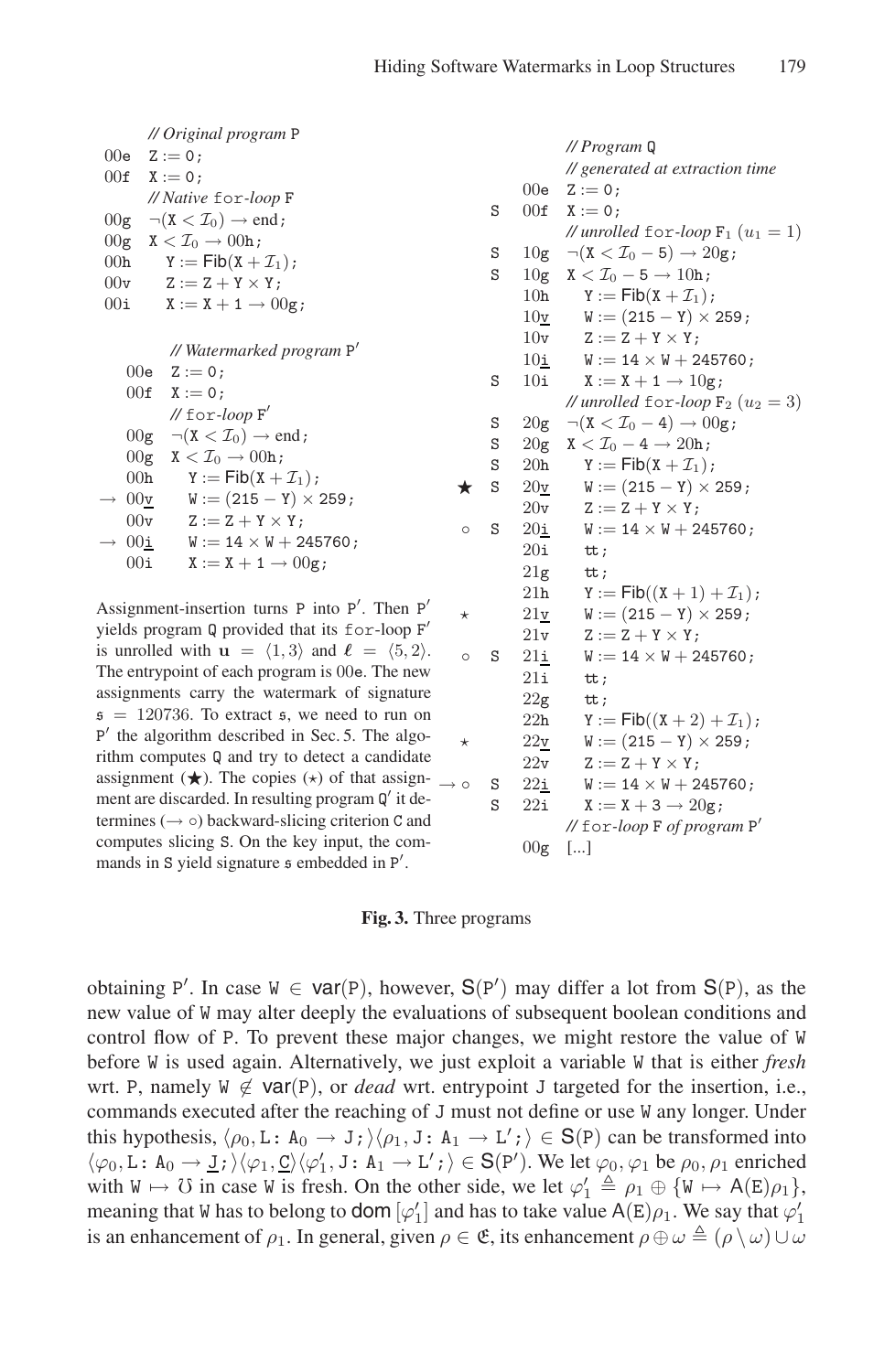```
        // Original program P
00e   Z := 0;
00f   X := 0;
        // Native for-loop F
00g   ¬(X < I₀) → end;
00g   X < I₀ → 00h;
00h      Y := Fib(X + I₁);
00v      Z := Z + Y × Y;
00i      X := X + 1 → 00g;

        // Watermarked program P'
    00e   Z := 0;
    00f   X := 0;
          // for-loop F'
    00g   ¬(X < I₀) → end;
    00g   X < I₀ → 00h;
    00h      Y := Fib(X + I₁);
→   00v̲      W := (215 − Y) × 259;
    00v      Z := Z + Y × Y;
→   00i̲      W := 14 × W + 245760;
    00i      X := X + 1 → 00g;
```

Assignment-insertion turns P into P′. Then P′ yields program Q provided that its for-loop F′ is unrolled with $\mathbf{u} = \langle 1, 3\rangle$ and $\boldsymbol{\ell} = \langle 5, 2\rangle$. The entrypoint of each program is 00e. The new assignments carry the watermark of signature $\mathfrak{s} = 120736$. To extract $\mathfrak{s}$, we need to run on P′ the algorithm described in Sec. 5. The algorithm computes Q and try to detect a candidate assignment (★). The copies (⋆) of that assignment are discarded. In resulting program Q′ it determines (→ ∘) backward-slicing criterion C and computes slicing S. On the key input, the commands in S yield signature $\mathfrak{s}$ embedded in P′.

```
                 // Program Q
                 // generated at extraction time
           00e   Z := 0;
      S    00f   X := 0;
                 // unrolled for-loop F1 (u1 = 1)
      S    10g   ¬(X < I₀ − 5) → 20g;
      S    10g   X < I₀ − 5 → 10h;
           10h      Y := Fib(X + I₁);
           10v̲      W := (215 − Y) × 259;
           10v      Z := Z + Y × Y;
           10i̲      W := 14 × W + 245760;
      S    10i      X := X + 1 → 10g;
                 // unrolled for-loop F2 (u2 = 3)
      S    20g   ¬(X < I₀ − 4) → 00g;
      S    20g   X < I₀ − 4 → 20h;
      S    20h      Y := Fib(X + I₁);
★     S    20v̲      W := (215 − Y) × 259;
           20v      Z := Z + Y × Y;
∘     S    20i̲      W := 14 × W + 245760;
           20i      tt;
           21g      tt;
           21h      Y := Fib((X + 1) + I₁);
⋆          21v̲      W := (215 − Y) × 259;
           21v      Z := Z + Y × Y;
∘     S    21i̲      W := 14 × W + 245760;
           21i      tt;
           22g      tt;
           22h      Y := Fib((X + 2) + I₁);
⋆          22v̲      W := (215 − Y) × 259;
           22v      Z := Z + Y × Y;
→ ∘   S    22i̲      W := 14 × W + 245760;
      S    22i      X := X + 3 → 20g;
                 // for-loop F of program P'
           00g   [...]
```

**Fig. 3.** Three programs

obtaining P′. In case $W \in \mathsf{var}(P)$, however, $\mathsf{S}(P')$ may differ a lot from $\mathsf{S}(P)$, as the new value of W may alter deeply the evaluations of subsequent boolean conditions and control flow of P. To prevent these major changes, we might restore the value of W before W is used again. Alternatively, we just exploit a variable W that is either *fresh* wrt. P, namely $W \notin \mathsf{var}(P)$, or *dead* wrt. entrypoint J targeted for the insertion, i.e., commands executed after the reaching of J must not define or use W any longer. Under this hypothesis, $\langle \rho_0, \mathtt{L}\colon \mathtt{A}_0 \to \mathtt{J};\rangle\langle \rho_1, \mathtt{J}\colon \mathtt{A}_1 \to \mathtt{L}';\rangle \in \mathsf{S}(P)$ can be transformed into $\langle \varphi_0, \mathtt{L}\colon \mathtt{A}_0 \to \underline{\mathtt{J}};\rangle\langle \varphi_1, \underline{\mathtt{C}}\rangle\langle \varphi_1', \mathtt{J}\colon \mathtt{A}_1 \to \mathtt{L}';\rangle \in \mathsf{S}(P')$. We let $\varphi_0, \varphi_1$ be $\rho_0, \rho_1$ enriched with $W \mapsto \mho$ in case W is fresh. On the other side, we let $\varphi_1' \triangleq \rho_1 \oplus \{W \mapsto \mathsf{A}(E)\rho_1\}$, meaning that W has to belong to $\mathsf{dom}\,[\varphi_1']$ and has to take value $\mathsf{A}(E)\rho_1$. We say that $\varphi_1'$ is an enhancement of $\rho_1$. In general, given $\rho \in \mathfrak{E}$, its enhancement $\rho \oplus \omega \triangleq (\rho \setminus \omega) \cup \omega$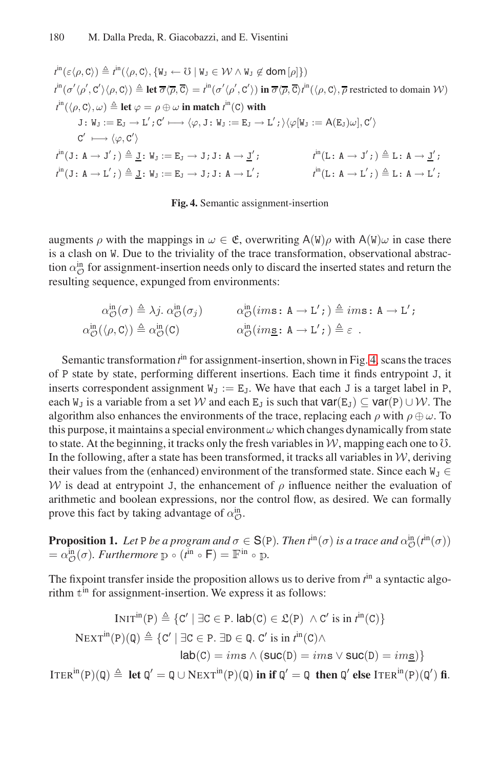$$t^{\text{in}}(\varepsilon\langle\rho,\mathtt{C}\rangle) \triangleq t^{\text{in}}(\langle\rho,\mathtt{C}\rangle, \{\mathtt{W_J} \leftarrow \mho \mid \mathtt{W_J} \in \mathcal{W} \wedge \mathtt{W_J} \notin \mathsf{dom}[\rho]\})$$

$$t^{\text{in}}(\sigma'\langle\rho',\mathtt{C}'\rangle\langle\rho,\mathtt{C}\rangle) \triangleq \textbf{let } \overline{\sigma}\langle\overline{\rho},\overline{\mathtt{C}}\rangle = t^{\text{in}}(\sigma'\langle\rho',\mathtt{C}'\rangle) \textbf{ in } \overline{\sigma}\langle\overline{\rho},\overline{\mathtt{C}}\rangle t^{\text{in}}(\langle\rho,\mathtt{C}\rangle, \overline{\rho} \text{ restricted to domain } \mathcal{W})$$

$$t^{\text{in}}(\langle\rho,\mathtt{C}\rangle,\omega) \triangleq \textbf{let } \varphi = \rho \oplus \omega \textbf{ in match } t^{\text{in}}(\mathtt{C}) \textbf{ with}$$

$$\quad \mathtt{J: W_J := E_J \to L' ; C'} \longmapsto \langle\varphi, \mathtt{J: W_J := E_J \to L' ;}\rangle\langle\varphi[\mathtt{W_J} := \mathsf{A}(\mathtt{E_J})\omega], \mathtt{C}'\rangle$$

$$\quad \mathtt{C}' \longmapsto \langle\varphi,\mathtt{C}'\rangle$$

$$t^{\text{in}}(\mathtt{J: A \to J' ;}) \triangleq \mathtt{\underline{J}: W_J := E_J \to J ; J: A \to \underline{J}' ;} \qquad t^{\text{in}}(\mathtt{L: A \to J' ;}) \triangleq \mathtt{L: A \to \underline{J}' ;}$$

$$t^{\text{in}}(\mathtt{J: A \to L' ;}) \triangleq \mathtt{\underline{J}: W_J := E_J \to J ; J: A \to L' ;} \qquad t^{\text{in}}(\mathtt{L: A \to L' ;}) \triangleq \mathtt{L: A \to L' ;}$$

**Fig. 4.** Semantic assignment-insertion

augments $\rho$ with the mappings in $\omega \in \mathfrak{E}$, overwriting $\mathsf{A}(\mathtt{W})\rho$ with $\mathsf{A}(\mathtt{W})\omega$ in case there is a clash on $\mathtt{W}$. Due to the triviality of the trace transformation, observational abstraction $\alpha^{\text{in}}_{\mathcal{O}}$ for assignment-insertion needs only to discard the inserted states and return the resulting sequence, expunged from environments:

$$\alpha^{\text{in}}_{\mathcal{O}}(\sigma) \triangleq \lambda j.\ \alpha^{\text{in}}_{\mathcal{O}}(\sigma_j) \qquad \alpha^{\text{in}}_{\mathcal{O}}(ims\mathtt{: A \to L' ;}) \triangleq ims\mathtt{: A \to L' ;}$$

$$\alpha^{\text{in}}_{\mathcal{O}}(\langle\rho,\mathtt{C}\rangle) \triangleq \alpha^{\text{in}}_{\mathcal{O}}(\mathtt{C}) \qquad \alpha^{\text{in}}_{\mathcal{O}}(im\underline{s}\mathtt{: A \to L' ;}) \triangleq \varepsilon\ .$$

Semantic transformation $t^{\text{in}}$ for assignment-insertion, shown in Fig. 4, scans the traces of $\mathtt{P}$ state by state, performing different insertions. Each time it finds entrypoint $\mathtt{J}$, it inserts correspondent assignment $\mathtt{W_J} := \mathtt{E_J}$. We have that each $\mathtt{J}$ is a target label in $\mathtt{P}$, each $\mathtt{W_J}$ is a variable from a set $\mathcal{W}$ and each $\mathtt{E_J}$ is such that $\mathsf{var}(\mathtt{E_J}) \subseteq \mathsf{var}(\mathtt{P}) \cup \mathcal{W}$. The algorithm also enhances the environments of the trace, replacing each $\rho$ with $\rho \oplus \omega$. To this purpose, it maintains a special environment $\omega$ which changes dynamically from state to state. At the beginning, it tracks only the fresh variables in $\mathcal{W}$, mapping each one to $\mho$. In the following, after a state has been transformed, it tracks all variables in $\mathcal{W}$, deriving their values from the (enhanced) environment of the transformed state. Since each $\mathtt{W_J} \in \mathcal{W}$ is dead at entrypoint $\mathtt{J}$, the enhancement of $\rho$ influence neither the evaluation of arithmetic and boolean expressions, nor the control flow, as desired. We can formally prove this fact by taking advantage of $\alpha^{\text{in}}_{\mathcal{O}}$.

**Proposition 1.** *Let* $\mathtt{P}$ *be a program and* $\sigma \in \mathsf{S}(\mathtt{P})$*. Then* $t^{\text{in}}(\sigma)$ *is a trace and* $\alpha^{\text{in}}_{\mathcal{O}}(t^{\text{in}}(\sigma)) = \alpha^{\text{in}}_{\mathcal{O}}(\sigma)$*. Furthermore* $\mathbb{p} \circ (t^{\text{in}} \circ \mathsf{F}) = \mathbb{F}^{\text{in}} \circ \mathbb{p}$*.*

The fixpoint transfer inside the proposition allows us to derive from $t^{\text{in}}$ a syntactic algorithm $\mathbb{t}^{\text{in}}$ for assignment-insertion. We express it as follows:

$$\textsc{Init}^{\text{in}}(\mathtt{P}) \triangleq \{\mathtt{C}' \mid \exists \mathtt{C} \in \mathtt{P}.\ \mathsf{lab}(\mathtt{C}) \in \mathfrak{L}(\mathtt{P})\ \wedge \mathtt{C}' \text{ is in } t^{\text{in}}(\mathtt{C})\}$$

$$\textsc{Next}^{\text{in}}(\mathtt{P})(\mathtt{Q}) \triangleq \{\mathtt{C}' \mid \exists \mathtt{C} \in \mathtt{P}.\ \exists \mathtt{D} \in \mathtt{Q}.\ \mathtt{C}' \text{ is in } t^{\text{in}}(\mathtt{C}) \wedge$$
$$\mathsf{lab}(\mathtt{C}) = ims \wedge (\mathsf{suc}(\mathtt{D}) = ims \vee \mathsf{suc}(\mathtt{D}) = im\underline{s})\}$$

$$\textsc{Iter}^{\text{in}}(\mathtt{P})(\mathtt{Q}) \triangleq \textbf{ let } \mathtt{Q}' = \mathtt{Q} \cup \textsc{Next}^{\text{in}}(\mathtt{P})(\mathtt{Q}) \textbf{ in if } \mathtt{Q}' = \mathtt{Q} \textbf{ then } \mathtt{Q}' \textbf{ else } \textsc{Iter}^{\text{in}}(\mathtt{P})(\mathtt{Q}') \textbf{ fi}.$$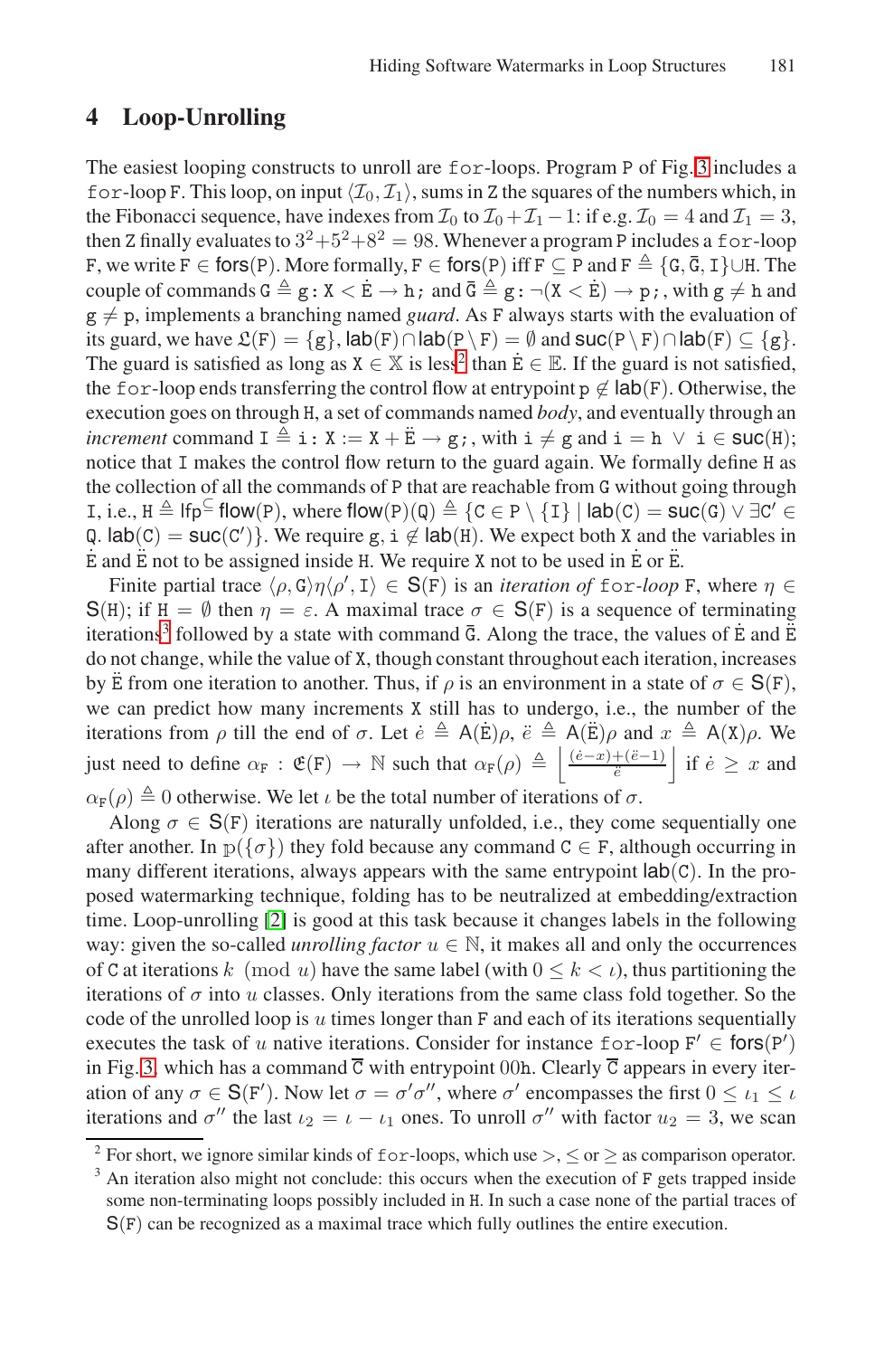## 4 Loop-Unrolling

The easiest looping constructs to unroll are `for`-loops. Program P of Fig. 3 includes a `for`-loop F. This loop, on input $\langle \mathcal{I}_0, \mathcal{I}_1 \rangle$, sums in Z the squares of the numbers which, in the Fibonacci sequence, have indexes from $\mathcal{I}_0$ to $\mathcal{I}_0 + \mathcal{I}_1 - 1$: if e.g. $\mathcal{I}_0 = 4$ and $\mathcal{I}_1 = 3$, then Z finally evaluates to $3^2+5^2+8^2 = 98$. Whenever a program P includes a `for`-loop F, we write $\mathtt{F} \in \mathsf{fors}(\mathtt{P})$. More formally, $\mathtt{F} \in \mathsf{fors}(\mathtt{P})$ iff $\mathtt{F} \subseteq \mathtt{P}$ and $\mathtt{F} \triangleq \{\mathtt{G}, \bar{\mathtt{G}}, \mathtt{I}\} \cup \mathtt{H}$. The couple of commands $\mathtt{G} \triangleq \mathtt{g}\colon \mathtt{X} < \dot{\mathtt{E}} \rightarrow \mathtt{h;}$ and $\bar{\mathtt{G}} \triangleq \mathtt{g}\colon \neg(\mathtt{X} < \dot{\mathtt{E}}) \rightarrow \mathtt{p;}$, with $\mathtt{g} \neq \mathtt{h}$ and $\mathtt{g} \neq \mathtt{p}$, implements a branching named *guard*. As F always starts with the evaluation of its guard, we have $\mathfrak{L}(\mathtt{F}) = \{\mathtt{g}\}$, $\mathsf{lab}(\mathtt{F}) \cap \mathsf{lab}(\mathtt{P} \setminus \mathtt{F}) = \emptyset$ and $\mathsf{suc}(\mathtt{P} \setminus \mathtt{F}) \cap \mathsf{lab}(\mathtt{F}) \subseteq \{\mathtt{g}\}$. The guard is satisfied as long as $\mathtt{X} \in \mathbb{X}$ is less[2] than $\dot{\mathtt{E}} \in \mathbb{E}$. If the guard is not satisfied, the `for`-loop ends transferring the control flow at entrypoint $\mathtt{p} \notin \mathsf{lab}(\mathtt{F})$. Otherwise, the execution goes on through H, a set of commands named *body*, and eventually through an *increment* command $\mathtt{I} \triangleq \mathtt{i}\colon \mathtt{X} := \mathtt{X} + \ddot{\mathtt{E}} \rightarrow \mathtt{g;}$, with $\mathtt{i} \neq \mathtt{g}$ and $\mathtt{i} = \mathtt{h} \;\vee\; \mathtt{i} \in \mathsf{suc}(\mathtt{H})$; notice that I makes the control flow return to the guard again. We formally define H as the collection of all the commands of P that are reachable from G without going through I, i.e., $\mathtt{H} \triangleq \mathsf{lfp}^{\subseteq} \mathsf{flow}(\mathtt{P})$, where $\mathsf{flow}(\mathtt{P})(\mathtt{Q}) \triangleq \{\mathtt{C} \in \mathtt{P} \setminus \{\mathtt{I}\} \mid \mathsf{lab}(\mathtt{C}) = \mathsf{suc}(\mathtt{G}) \vee \exists \mathtt{C}' \in \mathtt{Q}.\, \mathsf{lab}(\mathtt{C}) = \mathsf{suc}(\mathtt{C}')\}$. We require $\mathtt{g}, \mathtt{i} \notin \mathsf{lab}(\mathtt{H})$. We expect both X and the variables in $\dot{\mathtt{E}}$ and $\ddot{\mathtt{E}}$ not to be assigned inside H. We require X not to be used in $\dot{\mathtt{E}}$ or $\ddot{\mathtt{E}}$.

Finite partial trace $\langle \rho, \mathtt{G} \rangle \eta \langle \rho', \mathtt{I} \rangle \in \mathsf{S}(\mathtt{F})$ is an *iteration of* `for`*-loop* F, where $\eta \in \mathsf{S}(\mathtt{H})$; if $\mathtt{H} = \emptyset$ then $\eta = \varepsilon$. A maximal trace $\sigma \in \mathsf{S}(\mathtt{F})$ is a sequence of terminating iterations[3] followed by a state with command $\bar{\mathtt{G}}$. Along the trace, the values of $\dot{\mathtt{E}}$ and $\ddot{\mathtt{E}}$ do not change, while the value of X, though constant throughout each iteration, increases by $\ddot{\mathtt{E}}$ from one iteration to another. Thus, if $\rho$ is an environment in a state of $\sigma \in \mathsf{S}(\mathtt{F})$, we can predict how many increments X still has to undergo, i.e., the number of the iterations from $\rho$ till the end of $\sigma$. Let $\dot{e} \triangleq \mathsf{A}(\dot{\mathtt{E}})\rho$, $\ddot{e} \triangleq \mathsf{A}(\ddot{\mathtt{E}})\rho$ and $x \triangleq \mathsf{A}(\mathtt{X})\rho$. We just need to define $\alpha_{\mathtt{F}} : \mathfrak{E}(\mathtt{F}) \rightarrow \mathbb{N}$ such that $\alpha_{\mathtt{F}}(\rho) \triangleq \left\lfloor \frac{(\dot{e}-x)+(\ddot{e}-1)}{\ddot{e}} \right\rfloor$ if $\dot{e} \geq x$ and $\alpha_{\mathtt{F}}(\rho) \triangleq 0$ otherwise. We let $\iota$ be the total number of iterations of $\sigma$.

Along $\sigma \in \mathsf{S}(\mathtt{F})$ iterations are naturally unfolded, i.e., they come sequentially one after another. In $\mathbb{p}(\{\sigma\})$ they fold because any command $\mathtt{C} \in \mathtt{F}$, although occurring in many different iterations, always appears with the same entrypoint $\mathsf{lab}(\mathtt{C})$. In the proposed watermarking technique, folding has to be neutralized at embedding/extraction time. Loop-unrolling [2] is good at this task because it changes labels in the following way: given the so-called *unrolling factor* $u \in \mathbb{N}$, it makes all and only the occurrences of C at iterations $k \pmod u$ have the same label (with $0 \leq k < \iota$), thus partitioning the iterations of $\sigma$ into $u$ classes. Only iterations from the same class fold together. So the code of the unrolled loop is $u$ times longer than F and each of its iterations sequentially executes the task of $u$ native iterations. Consider for instance `for`-loop $\mathtt{F}' \in \mathsf{fors}(\mathtt{P}')$ in Fig. 3, which has a command $\overline{\mathtt{C}}$ with entrypoint 00h. Clearly $\overline{\mathtt{C}}$ appears in every iteration of any $\sigma \in \mathsf{S}(\mathtt{F}')$. Now let $\sigma = \sigma'\sigma''$, where $\sigma'$ encompasses the first $0 \leq \iota_1 \leq \iota$ iterations and $\sigma''$ the last $\iota_2 = \iota - \iota_1$ ones. To unroll $\sigma''$ with factor $u_2 = 3$, we scan

[2] For short, we ignore similar kinds of `for`-loops, which use $>$, $\leq$ or $\geq$ as comparison operator.

[3] An iteration also might not conclude: this occurs when the execution of F gets trapped inside some non-terminating loops possibly included in H. In such a case none of the partial traces of $\mathsf{S}(\mathtt{F})$ can be recognized as a maximal trace which fully outlines the entire execution.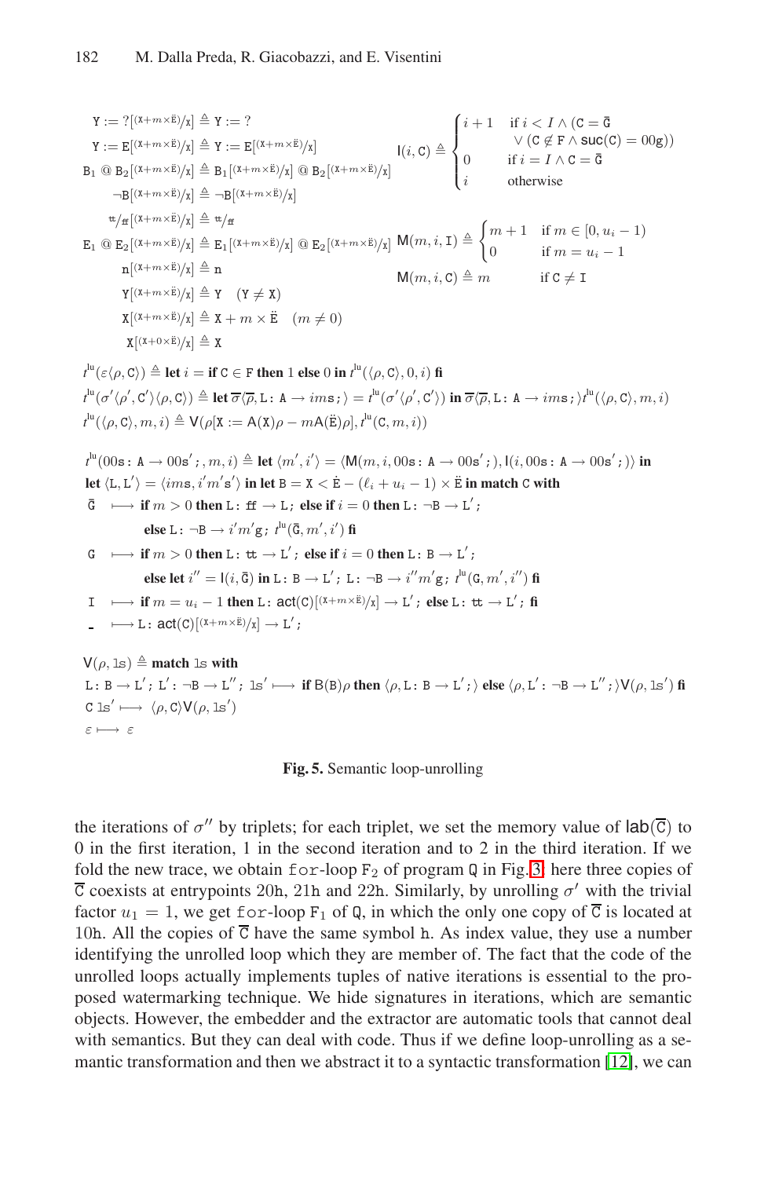$$
\begin{aligned}
\mathtt{Y} := ?[^{(\mathtt{X}+m\times\ddot{\mathtt{E}})}/_{\mathtt{X}}] &\triangleq \mathtt{Y} := ? \\
\mathtt{Y} := \mathtt{E}[^{(\mathtt{X}+m\times\ddot{\mathtt{E}})}/_{\mathtt{X}}] &\triangleq \mathtt{Y} := \mathtt{E}[^{(\mathtt{X}+m\times\ddot{\mathtt{E}})}/_{\mathtt{X}}] \\
\mathtt{B}_1 \ @\ \mathtt{B}_2[^{(\mathtt{X}+m\times\ddot{\mathtt{E}})}/_{\mathtt{X}}] &\triangleq \mathtt{B}_1[^{(\mathtt{X}+m\times\ddot{\mathtt{E}})}/_{\mathtt{X}}] \ @\ \mathtt{B}_2[^{(\mathtt{X}+m\times\ddot{\mathtt{E}})}/_{\mathtt{X}}] \\
\neg\mathtt{B}[^{(\mathtt{X}+m\times\ddot{\mathtt{E}})}/_{\mathtt{X}}] &\triangleq \neg\mathtt{B}[^{(\mathtt{X}+m\times\ddot{\mathtt{E}})}/_{\mathtt{X}}] \\
\mathtt{tt}/\mathtt{ff}[^{(\mathtt{X}+m\times\ddot{\mathtt{E}})}/_{\mathtt{X}}] &\triangleq \mathtt{tt}/\mathtt{ff} \\
\mathtt{E}_1 \ @\ \mathtt{E}_2[^{(\mathtt{X}+m\times\ddot{\mathtt{E}})}/_{\mathtt{X}}] &\triangleq \mathtt{E}_1[^{(\mathtt{X}+m\times\ddot{\mathtt{E}})}/_{\mathtt{X}}] \ @\ \mathtt{E}_2[^{(\mathtt{X}+m\times\ddot{\mathtt{E}})}/_{\mathtt{X}}] \\
\mathtt{n}[^{(\mathtt{X}+m\times\ddot{\mathtt{E}})}/_{\mathtt{X}}] &\triangleq \mathtt{n} \\
\mathtt{Y}[^{(\mathtt{X}+m\times\ddot{\mathtt{E}})}/_{\mathtt{X}}] &\triangleq \mathtt{Y} \quad (\mathtt{Y} \neq \mathtt{X}) \\
\mathtt{X}[^{(\mathtt{X}+m\times\ddot{\mathtt{E}})}/_{\mathtt{X}}] &\triangleq \mathtt{X} + m \times \ddot{\mathtt{E}} \quad (m \neq 0) \\
\mathtt{X}[^{(\mathtt{X}+0\times\ddot{\mathtt{E}})}/_{\mathtt{X}}] &\triangleq \mathtt{X}
\end{aligned}
$$

$$
\mathsf{I}(i,\mathtt{C}) \triangleq \begin{cases} i+1 & \text{if } i < I \wedge (\mathtt{C} = \bar{\mathtt{G}} \\ & \quad \vee (\mathtt{C} \notin \mathtt{F} \wedge \mathsf{suc}(\mathtt{C}) = 00\mathtt{g})) \\ 0 & \text{if } i = I \wedge \mathtt{C} = \bar{\mathtt{G}} \\ i & \text{otherwise} \end{cases}
$$

$$
\mathsf{M}(m,i,\mathtt{I}) \triangleq \begin{cases} m+1 & \text{if } m \in [0, u_i - 1) \\ 0 & \text{if } m = u_i - 1 \end{cases}
$$

$$
\mathsf{M}(m,i,\mathtt{C}) \triangleq m \qquad \text{if } \mathtt{C} \neq \mathtt{I}
$$

$$
\begin{aligned}
t^{\text{lu}}(\varepsilon\langle\rho,\mathtt{C}\rangle) &\triangleq \textbf{let } i = \textbf{if } \mathtt{C} \in \mathtt{F} \textbf{ then } 1 \textbf{ else } 0 \textbf{ in } t^{\text{lu}}(\langle\rho,\mathtt{C}\rangle, 0, i) \textbf{ fi} \\
t^{\text{lu}}(\sigma'\langle\rho',\mathtt{C}'\rangle\langle\rho,\mathtt{C}\rangle) &\triangleq \textbf{let } \overline{\sigma}\langle\overline{\rho}, \mathtt{L}\colon \mathtt{A} \to ims\mathtt{;}\rangle = t^{\text{lu}}(\sigma'\langle\rho',\mathtt{C}'\rangle) \textbf{ in } \overline{\sigma}\langle\overline{\rho}, \mathtt{L}\colon \mathtt{A} \to ims\mathtt{;}\rangle t^{\text{lu}}(\langle\rho,\mathtt{C}\rangle, m, i) \\
t^{\text{lu}}(\langle\rho,\mathtt{C}\rangle, m, i) &\triangleq \mathsf{V}(\rho[\mathtt{X} := \mathsf{A}(\mathtt{X})\rho - m\mathsf{A}(\ddot{\mathtt{E}})\rho], t^{\text{lu}}(\mathtt{C}, m, i))
\end{aligned}
$$

$t^{\text{lu}}(00\mathtt{s}\colon \mathtt{A} \to 00\mathtt{s}'\mathtt{;}, m, i) \triangleq$ **let** $\langle m', i'\rangle = \langle \mathsf{M}(m, i, 00\mathtt{s}\colon \mathtt{A} \to 00\mathtt{s}'\mathtt{;}), \mathsf{I}(i, 00\mathtt{s}\colon \mathtt{A} \to 00\mathtt{s}'\mathtt{;})\rangle$ **in**
**let** $\langle \mathtt{L}, \mathtt{L}'\rangle = \langle ims, i'm'\mathtt{s}'\rangle$ **in let** $\mathtt{B} = \mathtt{X} < \dot{\mathtt{E}} - (\ell_i + u_i - 1) \times \ddot{\mathtt{E}}$ **in match** $\mathtt{C}$ **with**

$\bar{\mathtt{G}} \longmapsto$ **if** $m > 0$ **then** $\mathtt{L}\colon \mathtt{ff} \to \mathtt{L}\mathtt{;}$ **else if** $i = 0$ **then** $\mathtt{L}\colon \neg\mathtt{B} \to \mathtt{L}'\mathtt{;}$
**else** $\mathtt{L}\colon \neg\mathtt{B} \to i'm'\mathtt{g}\mathtt{;}\ t^{\text{lu}}(\bar{\mathtt{G}}, m', i')$ **fi**

$\mathtt{G} \longmapsto$ **if** $m > 0$ **then** $\mathtt{L}\colon \mathtt{tt} \to \mathtt{L}'\mathtt{;}$ **else if** $i = 0$ **then** $\mathtt{L}\colon \mathtt{B} \to \mathtt{L}'\mathtt{;}$
**else let** $i'' = \mathsf{I}(i, \bar{\mathtt{G}})$ **in** $\mathtt{L}\colon \mathtt{B} \to \mathtt{L}'\mathtt{;}\ \mathtt{L}\colon \neg\mathtt{B} \to i''m'\mathtt{g}\mathtt{;}\ t^{\text{lu}}(\mathtt{G}, m', i'')$ **fi**

$\mathtt{I} \longmapsto$ **if** $m = u_i - 1$ **then** $\mathtt{L}\colon \mathsf{act}(\mathtt{C})[^{(\mathtt{X}+m\times\ddot{\mathtt{E}})}/_{\mathtt{X}}] \to \mathtt{L}'\mathtt{;}$ **else** $\mathtt{L}\colon \mathtt{tt} \to \mathtt{L}'\mathtt{;}$ **fi**

$\_ \longmapsto \mathtt{L}\colon \mathsf{act}(\mathtt{C})[^{(\mathtt{X}+m\times\ddot{\mathtt{E}})}/_{\mathtt{X}}] \to \mathtt{L}'\mathtt{;}$

$\mathsf{V}(\rho, \mathtt{ls}) \triangleq$ **match** $\mathtt{ls}$ **with**
$\mathtt{L}\colon \mathtt{B} \to \mathtt{L}'\mathtt{;}\ \mathtt{L}'\colon \neg\mathtt{B} \to \mathtt{L}''\mathtt{;}\ \mathtt{ls}' \longmapsto$ **if** $\mathsf{B}(\mathtt{B})\rho$ **then** $\langle\rho, \mathtt{L}\colon \mathtt{B} \to \mathtt{L}'\mathtt{;}\rangle$ **else** $\langle\rho, \mathtt{L}'\colon \neg\mathtt{B} \to \mathtt{L}''\mathtt{;}\rangle \mathsf{V}(\rho, \mathtt{ls}')$ **fi**
$\mathtt{C}\ \mathtt{ls}' \longmapsto \langle\rho, \mathtt{C}\rangle\mathsf{V}(\rho, \mathtt{ls}')$
$\varepsilon \longmapsto \varepsilon$

**Fig. 5.** Semantic loop-unrolling

the iterations of $\sigma''$ by triplets; for each triplet, we set the memory value of $\mathsf{lab}(\overline{\mathtt{C}})$ to 0 in the first iteration, 1 in the second iteration and to 2 in the third iteration. If we fold the new trace, we obtain `for`-loop $\mathtt{F}_2$ of program $\mathtt{Q}$ in Fig. 3: here three copies of $\overline{\mathtt{C}}$ coexists at entrypoints 20h, 21h and 22h. Similarly, by unrolling $\sigma'$ with the trivial factor $u_1 = 1$, we get `for`-loop $\mathtt{F}_1$ of $\mathtt{Q}$, in which the only one copy of $\overline{\mathtt{C}}$ is located at 10h. All the copies of $\overline{\mathtt{C}}$ have the same symbol h. As index value, they use a number identifying the unrolled loop which they are member of. The fact that the code of the unrolled loops actually implements tuples of native iterations is essential to the proposed watermarking technique. We hide signatures in iterations, which are semantic objects. However, the embedder and the extractor are automatic tools that cannot deal with semantics. But they can deal with code. Thus if we define loop-unrolling as a semantic transformation and then we abstract it to a syntactic transformation [12], we can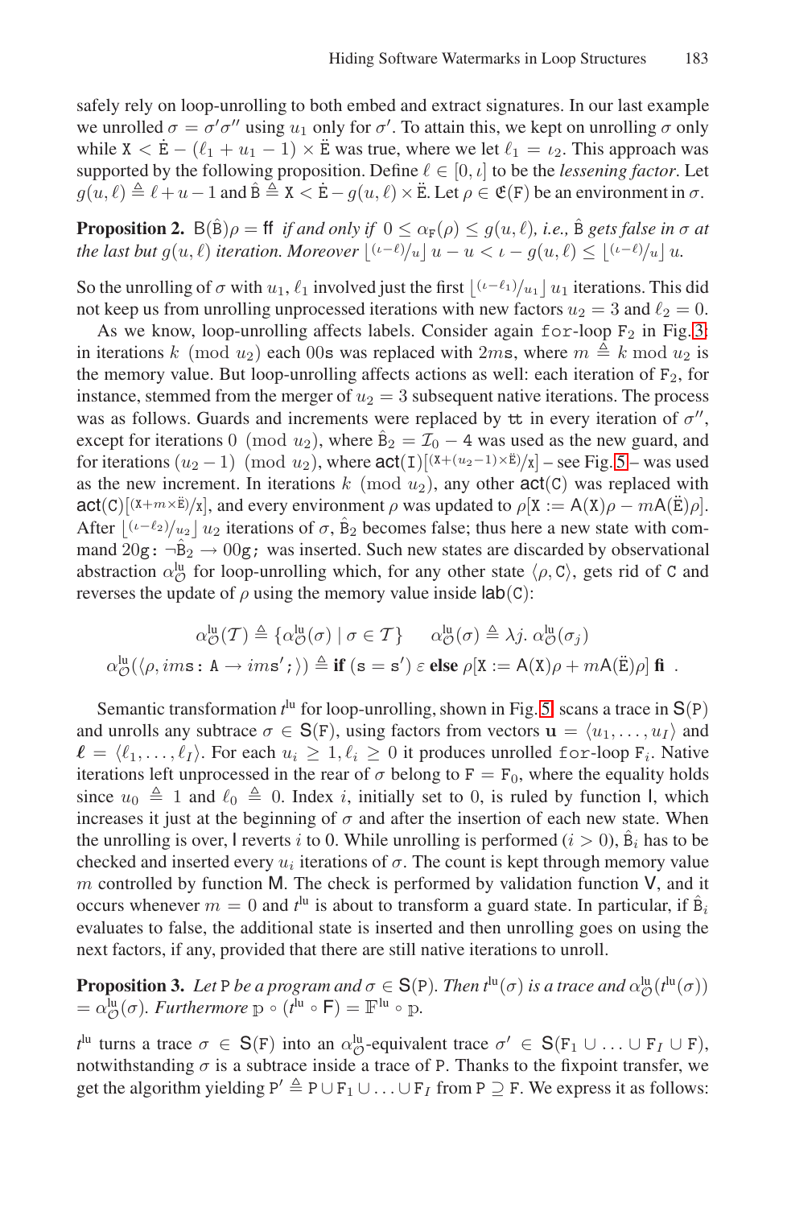safely rely on loop-unrolling to both embed and extract signatures. In our last example we unrolled $\sigma = \sigma'\sigma''$ using $u_1$ only for $\sigma'$. To attain this, we kept on unrolling $\sigma$ only while $\mathtt{X} < \dot{\mathtt{E}} - (\ell_1 + u_1 - 1) \times \ddot{\mathtt{E}}$ was true, where we let $\ell_1 = \iota_2$. This approach was supported by the following proposition. Define $\ell \in [0, \iota]$ to be the *lessening factor*. Let $g(u, \ell) \triangleq \ell + u - 1$ and $\hat{\mathtt{B}} \triangleq \mathtt{X} < \dot{\mathtt{E}} - g(u, \ell) \times \ddot{\mathtt{E}}$. Let $\rho \in \mathfrak{E}(\mathtt{F})$ be an environment in $\sigma$.

**Proposition 2.** *$\mathsf{B}(\hat{\mathtt{B}})\rho = \mathsf{ff}$ if and only if $0 \leq \alpha_{\mathtt{F}}(\rho) \leq g(u, \ell)$, i.e., $\hat{\mathtt{B}}$ gets false in $\sigma$ at the last but $g(u, \ell)$ iteration. Moreover $\lfloor {(\iota-\ell)}/{u} \rfloor u - u < \iota - g(u, \ell) \leq \lfloor {(\iota-\ell)}/{u} \rfloor u$.*

So the unrolling of $\sigma$ with $u_1, \ell_1$ involved just the first $\lfloor {(\iota-\ell_1)}/{u_1} \rfloor u_1$ iterations. This did not keep us from unrolling unprocessed iterations with new factors $u_2 = 3$ and $\ell_2 = 0$.

As we know, loop-unrolling affects labels. Consider again `for`-loop $\mathtt{F}_2$ in Fig. 3: in iterations $k \pmod{u_2}$ each 00s was replaced with $2m$s, where $m \triangleq k \bmod u_2$ is the memory value. But loop-unrolling affects actions as well: each iteration of $\mathtt{F}_2$, for instance, stemmed from the merger of $u_2 = 3$ subsequent native iterations. The process was as follows. Guards and increments were replaced by $\mathtt{tt}$ in every iteration of $\sigma''$, except for iterations $0 \pmod{u_2}$, where $\hat{\mathtt{B}}_2 = \mathcal{I}_0 - 4$ was used as the new guard, and for iterations $(u_2 - 1) \pmod{u_2}$, where $\mathsf{act}(\mathtt{I})[{(\mathtt{X}+(u_2-1)\times\ddot{\mathtt{E}})}/{\mathtt{X}}]$ – see Fig. 5 – was used as the new increment. In iterations $k \pmod{u_2}$, any other $\mathsf{act}(\mathtt{C})$ was replaced with $\mathsf{act}(\mathtt{C})[{(\mathtt{X}+m\times\ddot{\mathtt{E}})}/{\mathtt{X}}]$, and every environment $\rho$ was updated to $\rho[\mathtt{X} := \mathsf{A}(\mathtt{X})\rho - m\mathsf{A}(\ddot{\mathtt{E}})\rho]$. After $\lfloor {(\iota-\ell_2)}/{u_2} \rfloor u_2$ iterations of $\sigma$, $\hat{\mathtt{B}}_2$ becomes false; thus here a new state with command `20g:` $\neg\hat{\mathtt{B}}_2 \to$ `00g;` was inserted. Such new states are discarded by observational abstraction $\alpha^{\text{lu}}_{\mathcal{O}}$ for loop-unrolling which, for any other state $\langle \rho, \mathtt{C} \rangle$, gets rid of $\mathtt{C}$ and reverses the update of $\rho$ using the memory value inside $\mathsf{lab}(\mathtt{C})$:

$$\alpha^{\text{lu}}_{\mathcal{O}}(\mathcal{T}) \triangleq \{\alpha^{\text{lu}}_{\mathcal{O}}(\sigma) \mid \sigma \in \mathcal{T}\} \qquad \alpha^{\text{lu}}_{\mathcal{O}}(\sigma) \triangleq \lambda j.\ \alpha^{\text{lu}}_{\mathcal{O}}(\sigma_j)$$

$$\alpha^{\text{lu}}_{\mathcal{O}}(\langle \rho, im\mathtt{s}\texttt{:}\ \mathtt{A} \to im\mathtt{s}'\texttt{;} \rangle) \triangleq \textbf{if } (\mathtt{s} = \mathtt{s}')\ \varepsilon \textbf{ else } \rho[\mathtt{X} := \mathsf{A}(\mathtt{X})\rho + m\mathsf{A}(\ddot{\mathtt{E}})\rho] \textbf{ fi} \ .$$

Semantic transformation $t^{\text{lu}}$ for loop-unrolling, shown in Fig. 5, scans a trace in $\mathsf{S}(\mathtt{P})$ and unrolls any subtrace $\sigma \in \mathsf{S}(\mathtt{F})$, using factors from vectors $\mathbf{u} = \langle u_1, \ldots, u_I \rangle$ and $\boldsymbol{\ell} = \langle \ell_1, \ldots, \ell_I \rangle$. For each $u_i \geq 1, \ell_i \geq 0$ it produces unrolled `for`-loop $\mathtt{F}_i$. Native iterations left unprocessed in the rear of $\sigma$ belong to $\mathtt{F} = \mathtt{F}_0$, where the equality holds since $u_0 \triangleq 1$ and $\ell_0 \triangleq 0$. Index $i$, initially set to 0, is ruled by function $\mathsf{I}$, which increases it just at the beginning of $\sigma$ and after the insertion of each new state. When the unrolling is over, $\mathsf{I}$ reverts $i$ to 0. While unrolling is performed ($i > 0$), $\hat{\mathtt{B}}_i$ has to be checked and inserted every $u_i$ iterations of $\sigma$. The count is kept through memory value $m$ controlled by function $\mathsf{M}$. The check is performed by validation function $\mathsf{V}$, and it occurs whenever $m = 0$ and $t^{\text{lu}}$ is about to transform a guard state. In particular, if $\hat{\mathtt{B}}_i$ evaluates to false, the additional state is inserted and then unrolling goes on using the next factors, if any, provided that there are still native iterations to unroll.

**Proposition 3.** *Let $\mathtt{P}$ be a program and $\sigma \in \mathsf{S}(\mathtt{P})$. Then $t^{\text{lu}}(\sigma)$ is a trace and $\alpha^{\text{lu}}_{\mathcal{O}}(t^{\text{lu}}(\sigma)) = \alpha^{\text{lu}}_{\mathcal{O}}(\sigma)$. Furthermore $\mathbb{p} \circ (t^{\text{lu}} \circ \mathsf{F}) = \mathbb{F}^{\text{lu}} \circ \mathbb{p}$.*

$t^{\text{lu}}$ turns a trace $\sigma \in \mathsf{S}(\mathtt{F})$ into an $\alpha^{\text{lu}}_{\mathcal{O}}$-equivalent trace $\sigma' \in \mathsf{S}(\mathtt{F}_1 \cup \ldots \cup \mathtt{F}_I \cup \mathtt{F})$, notwithstanding $\sigma$ is a subtrace inside a trace of $\mathtt{P}$. Thanks to the fixpoint transfer, we get the algorithm yielding $\mathtt{P}' \triangleq \mathtt{P} \cup \mathtt{F}_1 \cup \ldots \cup \mathtt{F}_I$ from $\mathtt{P} \supseteq \mathtt{F}$. We express it as follows: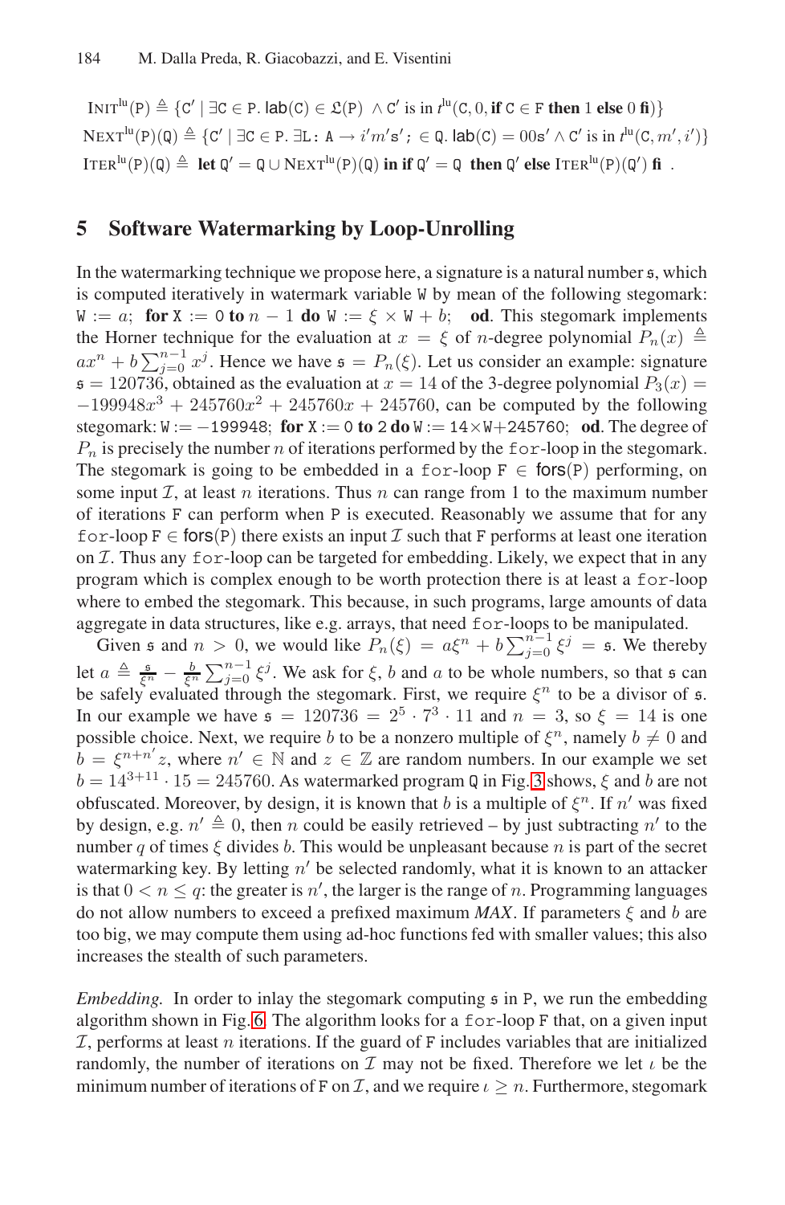$\text{INIT}^{\text{lu}}(\mathtt{P}) \triangleq \{\mathtt{C}' \mid \exists \mathtt{C} \in \mathtt{P}.\, \mathsf{lab}(\mathtt{C}) \in \mathfrak{L}(\mathtt{P}) \;\wedge \mathtt{C}' \text{ is in } t^{\text{lu}}(\mathtt{C}, 0, \textbf{if } \mathtt{C} \in \mathtt{F} \textbf{ then } 1 \textbf{ else } 0 \textbf{ fi})\}$

$\text{NEXT}^{\text{lu}}(\mathtt{P})(\mathtt{Q}) \triangleq \{\mathtt{C}' \mid \exists \mathtt{C} \in \mathtt{P}.\, \exists \mathtt{L}\!:\, \mathtt{A} \rightarrow i'm'\mathtt{s}';\, \in \mathtt{Q}.\, \mathsf{lab}(\mathtt{C}) = 00\mathtt{s}' \wedge \mathtt{C}' \text{ is in } t^{\text{lu}}(\mathtt{C}, m', i')\}$

$\text{ITER}^{\text{lu}}(\mathtt{P})(\mathtt{Q}) \triangleq \textbf{ let } \mathtt{Q}' = \mathtt{Q} \cup \text{NEXT}^{\text{lu}}(\mathtt{P})(\mathtt{Q}) \textbf{ in if } \mathtt{Q}' = \mathtt{Q} \textbf{ then } \mathtt{Q}' \textbf{ else } \text{ITER}^{\text{lu}}(\mathtt{P})(\mathtt{Q}') \textbf{ fi}$ .

## 5 Software Watermarking by Loop-Unrolling

In the watermarking technique we propose here, a signature is a natural number $\mathfrak{s}$, which is computed iteratively in watermark variable `W` by mean of the following stegomark: `W` $:= a$; **for** `X` $:=$ `0` **to** $n-1$ **do** `W` $:= \xi \times$ `W` $+ b$; **od**. This stegomark implements the Horner technique for the evaluation at $x = \xi$ of $n$-degree polynomial $P_n(x) \triangleq ax^n + b\sum_{j=0}^{n-1} x^j$. Hence we have $\mathfrak{s} = P_n(\xi)$. Let us consider an example: signature $\mathfrak{s} = 120736$, obtained as the evaluation at $x = 14$ of the 3-degree polynomial $P_3(x) = -199948x^3 + 245760x^2 + 245760x + 245760$, can be computed by the following stegomark: `W := -199948;` **for** `X := 0` **to** `2` **do** `W := 14×W+245760;` **od**. The degree of $P_n$ is precisely the number $n$ of iterations performed by the `for`-loop in the stegomark. The stegomark is going to be embedded in a `for`-loop $\mathtt{F} \in \mathsf{fors}(\mathtt{P})$ performing, on some input $\mathcal{I}$, at least $n$ iterations. Thus $n$ can range from 1 to the maximum number of iterations `F` can perform when `P` is executed. Reasonably we assume that for any `for`-loop $\mathtt{F} \in \mathsf{fors}(\mathtt{P})$ there exists an input $\mathcal{I}$ such that `F` performs at least one iteration on $\mathcal{I}$. Thus any `for`-loop can be targeted for embedding. Likely, we expect that in any program which is complex enough to be worth protection there is at least a `for`-loop where to embed the stegomark. This because, in such programs, large amounts of data aggregate in data structures, like e.g. arrays, that need `for`-loops to be manipulated.

Given $\mathfrak{s}$ and $n > 0$, we would like $P_n(\xi) = a\xi^n + b\sum_{j=0}^{n-1}\xi^j = \mathfrak{s}$. We thereby let $a \triangleq \frac{\mathfrak{s}}{\xi^n} - \frac{b}{\xi^n}\sum_{j=0}^{n-1}\xi^j$. We ask for $\xi$, $b$ and $a$ to be whole numbers, so that $\mathfrak{s}$ can be safely evaluated through the stegomark. First, we require $\xi^n$ to be a divisor of $\mathfrak{s}$. In our example we have $\mathfrak{s} = 120736 = 2^5 \cdot 7^3 \cdot 11$ and $n = 3$, so $\xi = 14$ is one possible choice. Next, we require $b$ to be a nonzero multiple of $\xi^n$, namely $b \neq 0$ and $b = \xi^{n+n'}z$, where $n' \in \mathbb{N}$ and $z \in \mathbb{Z}$ are random numbers. In our example we set $b = 14^{3+11} \cdot 15 = 245760$. As watermarked program `Q` in Fig. 3 shows, $\xi$ and $b$ are not obfuscated. Moreover, by design, it is known that $b$ is a multiple of $\xi^n$. If $n'$ was fixed by design, e.g. $n' \triangleq 0$, then $n$ could be easily retrieved – by just subtracting $n'$ to the number $q$ of times $\xi$ divides $b$. This would be unpleasant because $n$ is part of the secret watermarking key. By letting $n'$ be selected randomly, what it is known to an attacker is that $0 < n \leq q$: the greater is $n'$, the larger is the range of $n$. Programming languages do not allow numbers to exceed a prefixed maximum *MAX*. If parameters $\xi$ and $b$ are too big, we may compute them using ad-hoc functions fed with smaller values; this also increases the stealth of such parameters.

*Embedding.* In order to inlay the stegomark computing $\mathfrak{s}$ in `P`, we run the embedding algorithm shown in Fig. 6. The algorithm looks for a `for`-loop `F` that, on a given input $\mathcal{I}$, performs at least $n$ iterations. If the guard of `F` includes variables that are initialized randomly, the number of iterations on $\mathcal{I}$ may not be fixed. Therefore we let $\iota$ be the minimum number of iterations of `F` on $\mathcal{I}$, and we require $\iota \geq n$. Furthermore, stegomark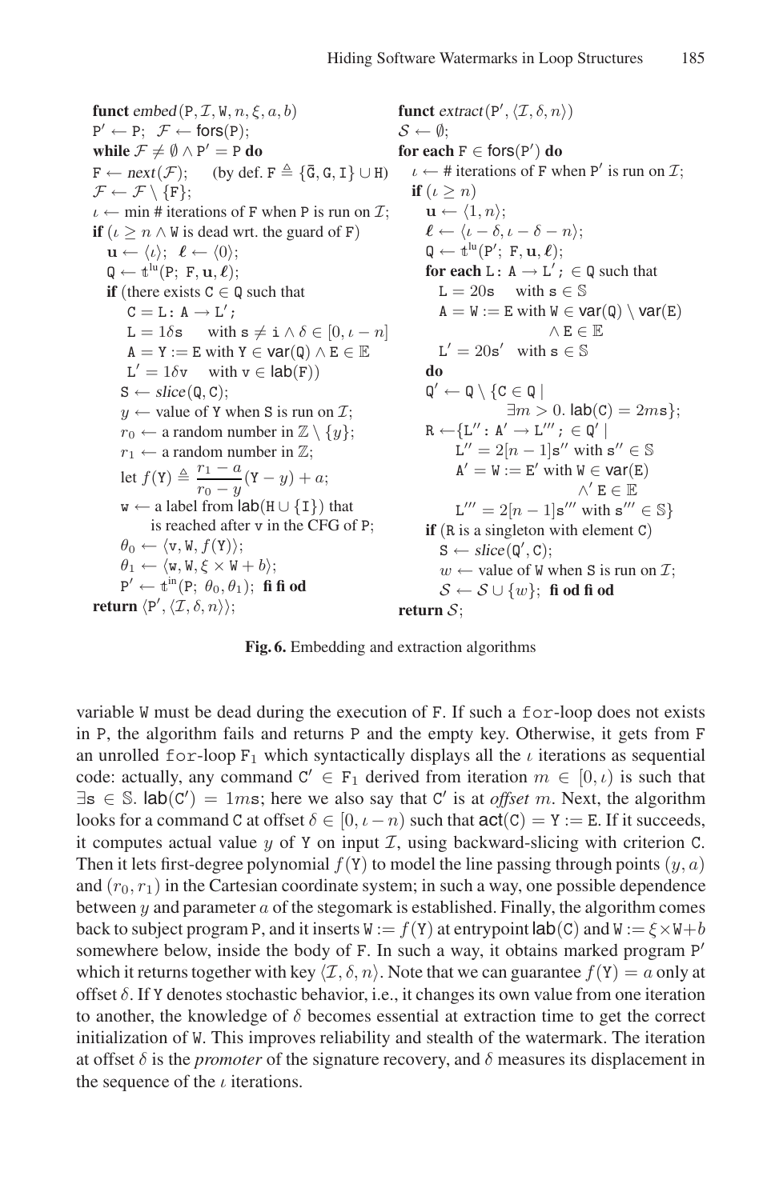```
funct embed(P, I, W, n, ξ, a, b)
P' ← P;  F ← fors(P);
while F ≠ ∅ ∧ P' = P do
F ← next(F);     (by def. F ≜ {Ḡ, G, I} ∪ H)
F ← F \ {F};
ι ← min # iterations of F when P is run on I;
if (ι ≥ n ∧ W is dead wrt. the guard of F)
   u ← ⟨ι⟩;  ℓ ← ⟨0⟩;
   Q ← t^lu(P; F, u, ℓ);
   if (there exists C ∈ Q such that
       C = L: A → L';
       L = 1δs     with s ≠ i ∧ δ ∈ [0, ι − n]
       A = Y := E with Y ∈ var(Q) ∧ E ∈ 𝔼
       L' = 1δv    with v ∈ lab(F))
     S ← slice(Q, C);
     y ← value of Y when S is run on I;
     r0 ← a random number in ℤ \ {y};
     r1 ← a random number in ℤ;
     let f(Y) ≜ (r1 − a)/(r0 − y) (Y − y) + a;
     w ← a label from lab(H ∪ {I}) that
           is reached after v in the CFG of P;
     θ0 ← ⟨v, W, f(Y)⟩;
     θ1 ← ⟨w, W, ξ × W + b⟩;
     P' ← t^in(P; θ0, θ1);  fi fi od
return ⟨P', ⟨I, δ, n⟩⟩;
```

```
funct extract(P', ⟨I, δ, n⟩)
S ← ∅;
for each F ∈ fors(P') do
  ι ← # iterations of F when P' is run on I;
  if (ι ≥ n)
     u ← ⟨1, n⟩;
     ℓ ← ⟨ι − δ, ι − δ − n⟩;
     Q ← t^lu(P'; F, u, ℓ);
     for each L: A → L'; ∈ Q such that
        L = 20s    with s ∈ 𝕊
        A = W := E with W ∈ var(Q) \ var(E)
                       ∧ E ∈ 𝔼
        L' = 20s'  with s ∈ 𝕊
     do
     Q' ← Q \ {C ∈ Q |
                 ∃m > 0. lab(C) = 2ms};
     R ← {L'': A' → L'''; ∈ Q' |
           L'' = 2[n − 1]s'' with s'' ∈ 𝕊
           A' = W := E' with W ∈ var(E)
                          ∧' E ∈ 𝔼
           L''' = 2[n − 1]s''' with s''' ∈ 𝕊}
     if (R is a singleton with element C)
        S ← slice(Q', C);
        w ← value of W when S is run on I;
        S ← S ∪ {w};  fi od fi od
return S;
```

**Fig. 6.** Embedding and extraction algorithms

variable W must be dead during the execution of F. If such a `for`-loop does not exists in P, the algorithm fails and returns P and the empty key. Otherwise, it gets from F an unrolled `for`-loop $F_1$ which syntactically displays all the $\iota$ iterations as sequential code: actually, any command $C' \in F_1$ derived from iteration $m \in [0, \iota)$ is such that $\exists s \in \mathbb{S}.\ \mathsf{lab}(C') = 1ms$; here we also say that C′ is at *offset* $m$. Next, the algorithm looks for a command C at offset $\delta \in [0, \iota - n)$ such that $\mathsf{act}(C) = Y := E$. If it succeeds, it computes actual value $y$ of Y on input $\mathcal{I}$, using backward-slicing with criterion C. Then it lets first-degree polynomial $f(Y)$ to model the line passing through points $(y, a)$ and $(r_0, r_1)$ in the Cartesian coordinate system; in such a way, one possible dependence between $y$ and parameter $a$ of the stegomark is established. Finally, the algorithm comes back to subject program P, and it inserts $W := f(Y)$ at entrypoint $\mathsf{lab}(C)$ and $W := \xi \times W + b$ somewhere below, inside the body of F. In such a way, it obtains marked program P′ which it returns together with key $\langle \mathcal{I}, \delta, n \rangle$. Note that we can guarantee $f(Y) = a$ only at offset $\delta$. If Y denotes stochastic behavior, i.e., it changes its own value from one iteration to another, the knowledge of $\delta$ becomes essential at extraction time to get the correct initialization of W. This improves reliability and stealth of the watermark. The iteration at offset $\delta$ is the *promoter* of the signature recovery, and $\delta$ measures its displacement in the sequence of the $\iota$ iterations.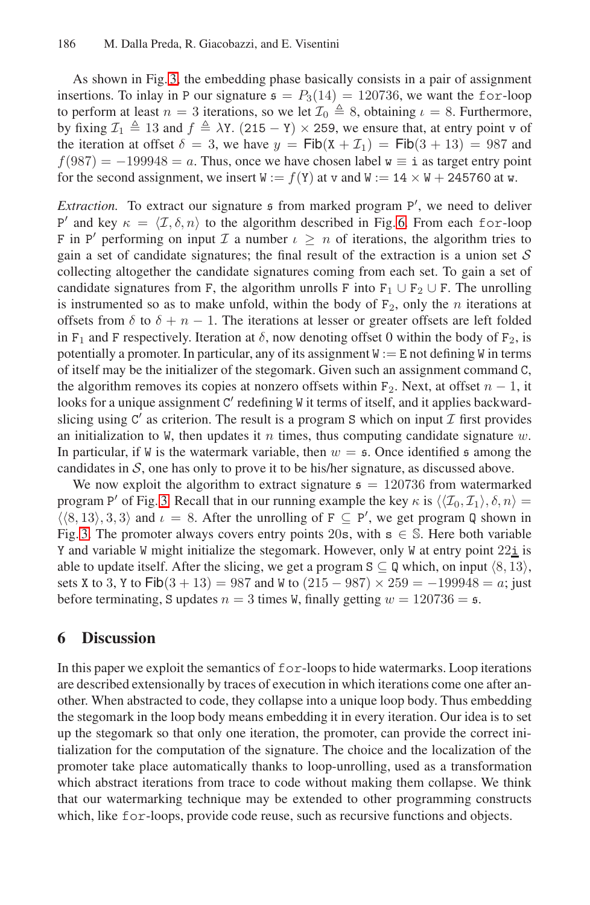As shown in Fig. 3, the embedding phase basically consists in a pair of assignment insertions. To inlay in P our signature $\mathfrak{s} = P_3(14) = 120736$, we want the for-loop to perform at least $n = 3$ iterations, so we let $\mathcal{I}_0 \triangleq 8$, obtaining $\iota = 8$. Furthermore, by fixing $\mathcal{I}_1 \triangleq 13$ and $f \triangleq \lambda\mathtt{Y}.\ (215 - \mathtt{Y}) \times 259$, we ensure that, at entry point v of the iteration at offset $\delta = 3$, we have $y = \mathsf{Fib}(\mathtt{X} + \mathcal{I}_1) = \mathsf{Fib}(3 + 13) = 987$ and $f(987) = -199948 = a$. Thus, once we have chosen label $\mathtt{w} \equiv \mathtt{i}$ as target entry point for the second assignment, we insert $\mathtt{W} := f(\mathtt{Y})$ at v and $\mathtt{W} := 14 \times \mathtt{W} + 245760$ at w.

*Extraction.* To extract our signature $\mathfrak{s}$ from marked program $\mathtt{P}'$, we need to deliver $\mathtt{P}'$ and key $\kappa = \langle \mathcal{I}, \delta, n \rangle$ to the algorithm described in Fig. 6. From each for-loop F in $\mathtt{P}'$ performing on input $\mathcal{I}$ a number $\iota \geq n$ of iterations, the algorithm tries to gain a set of candidate signatures; the final result of the extraction is a union set $\mathcal{S}$ collecting altogether the candidate signatures coming from each set. To gain a set of candidate signatures from F, the algorithm unrolls F into $\mathtt{F}_1 \cup \mathtt{F}_2 \cup \mathtt{F}$. The unrolling is instrumented so as to make unfold, within the body of $\mathtt{F}_2$, only the $n$ iterations at offsets from $\delta$ to $\delta + n - 1$. The iterations at lesser or greater offsets are left folded in $\mathtt{F}_1$ and F respectively. Iteration at $\delta$, now denoting offset 0 within the body of $\mathtt{F}_2$, is potentially a promoter. In particular, any of its assignment $\mathtt{W} := \mathtt{E}$ not defining W in terms of itself may be the initializer of the stegomark. Given such an assignment command C, the algorithm removes its copies at nonzero offsets within $\mathtt{F}_2$. Next, at offset $n - 1$, it looks for a unique assignment $\mathtt{C}'$ redefining W it terms of itself, and it applies backward-slicing using $\mathtt{C}'$ as criterion. The result is a program S which on input $\mathcal{I}$ first provides an initialization to W, then updates it $n$ times, thus computing candidate signature $w$. In particular, if W is the watermark variable, then $w = \mathfrak{s}$. Once identified $\mathfrak{s}$ among the candidates in $\mathcal{S}$, one has only to prove it to be his/her signature, as discussed above.

We now exploit the algorithm to extract signature $\mathfrak{s} = 120736$ from watermarked program $\mathtt{P}'$ of Fig. 3. Recall that in our running example the key $\kappa$ is $\langle\langle \mathcal{I}_0, \mathcal{I}_1 \rangle, \delta, n\rangle = \langle\langle 8, 13\rangle, 3, 3\rangle$ and $\iota = 8$. After the unrolling of $\mathtt{F} \subseteq \mathtt{P}'$, we get program Q shown in Fig. 3. The promoter always covers entry points 20s, with $\mathtt{s} \in \mathbb{S}$. Here both variable Y and variable W might initialize the stegomark. However, only W at entry point 22$\underline{\mathtt{i}}$ is able to update itself. After the slicing, we get a program $\mathtt{S} \subseteq \mathtt{Q}$ which, on input $\langle 8, 13\rangle$, sets X to 3, Y to $\mathsf{Fib}(3 + 13) = 987$ and W to $(215 - 987) \times 259 = -199948 = a$; just before terminating, S updates $n = 3$ times W, finally getting $w = 120736 = \mathfrak{s}$.

## 6 Discussion

In this paper we exploit the semantics of for-loops to hide watermarks. Loop iterations are described extensionally by traces of execution in which iterations come one after another. When abstracted to code, they collapse into a unique loop body. Thus embedding the stegomark in the loop body means embedding it in every iteration. Our idea is to set up the stegomark so that only one iteration, the promoter, can provide the correct initialization for the computation of the signature. The choice and the localization of the promoter take place automatically thanks to loop-unrolling, used as a transformation which abstract iterations from trace to code without making them collapse. We think that our watermarking technique may be extended to other programming constructs which, like for-loops, provide code reuse, such as recursive functions and objects.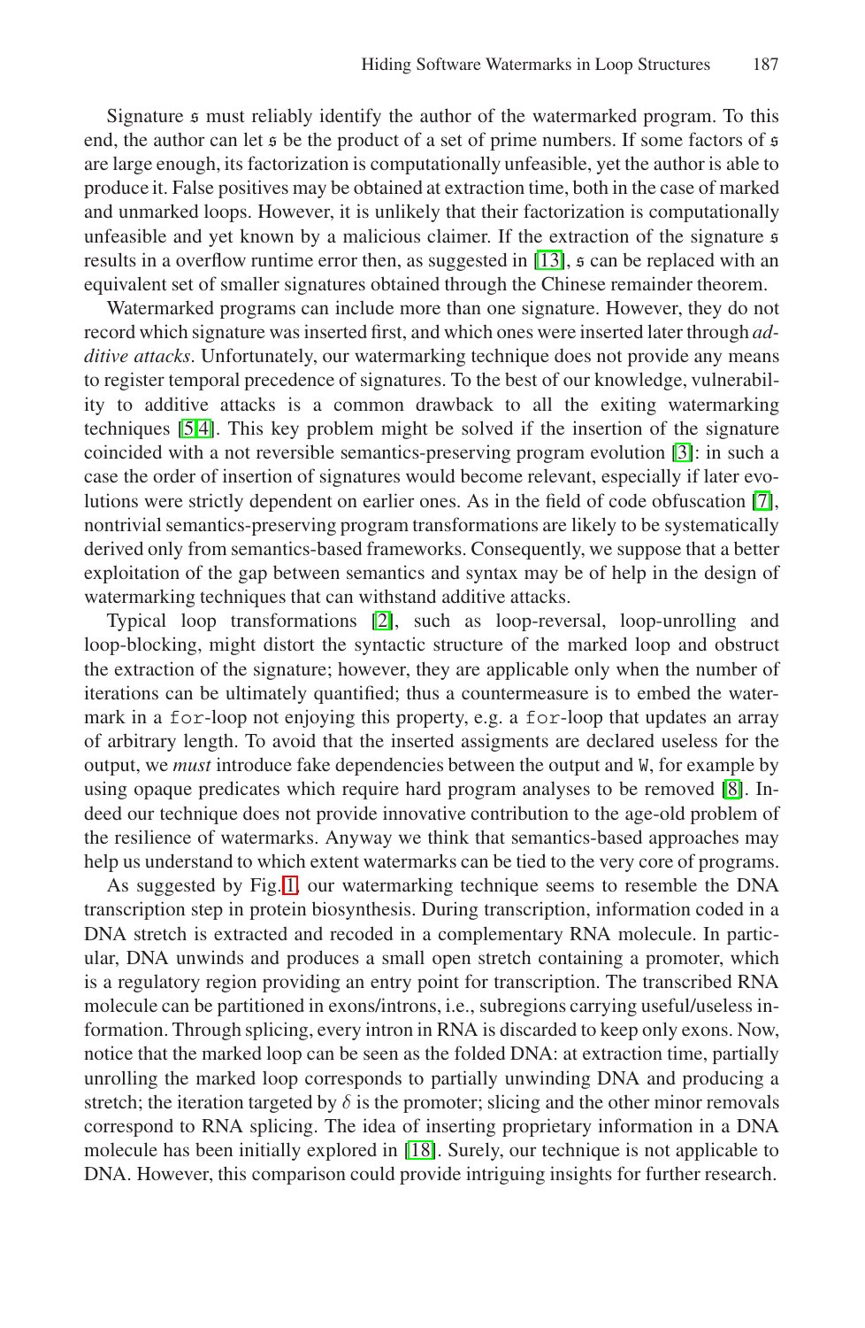Signature $\mathfrak{s}$ must reliably identify the author of the watermarked program. To this end, the author can let $\mathfrak{s}$ be the product of a set of prime numbers. If some factors of $\mathfrak{s}$ are large enough, its factorization is computationally unfeasible, yet the author is able to produce it. False positives may be obtained at extraction time, both in the case of marked and unmarked loops. However, it is unlikely that their factorization is computationally unfeasible and yet known by a malicious claimer. If the extraction of the signature $\mathfrak{s}$ results in a overflow runtime error then, as suggested in [13], $\mathfrak{s}$ can be replaced with an equivalent set of smaller signatures obtained through the Chinese remainder theorem.

Watermarked programs can include more than one signature. However, they do not record which signature was inserted first, and which ones were inserted later through *additive attacks*. Unfortunately, our watermarking technique does not provide any means to register temporal precedence of signatures. To the best of our knowledge, vulnerability to additive attacks is a common drawback to all the exiting watermarking techniques [5,4]. This key problem might be solved if the insertion of the signature coincided with a not reversible semantics-preserving program evolution [3]: in such a case the order of insertion of signatures would become relevant, especially if later evolutions were strictly dependent on earlier ones. As in the field of code obfuscation [7], nontrivial semantics-preserving program transformations are likely to be systematically derived only from semantics-based frameworks. Consequently, we suppose that a better exploitation of the gap between semantics and syntax may be of help in the design of watermarking techniques that can withstand additive attacks.

Typical loop transformations [2], such as loop-reversal, loop-unrolling and loop-blocking, might distort the syntactic structure of the marked loop and obstruct the extraction of the signature; however, they are applicable only when the number of iterations can be ultimately quantified; thus a countermeasure is to embed the watermark in a `for`-loop not enjoying this property, e.g. a `for`-loop that updates an array of arbitrary length. To avoid that the inserted assigments are declared useless for the output, we *must* introduce fake dependencies between the output and `W`, for example by using opaque predicates which require hard program analyses to be removed [8]. Indeed our technique does not provide innovative contribution to the age-old problem of the resilience of watermarks. Anyway we think that semantics-based approaches may help us understand to which extent watermarks can be tied to the very core of programs.

As suggested by Fig. 1, our watermarking technique seems to resemble the DNA transcription step in protein biosynthesis. During transcription, information coded in a DNA stretch is extracted and recoded in a complementary RNA molecule. In particular, DNA unwinds and produces a small open stretch containing a promoter, which is a regulatory region providing an entry point for transcription. The transcribed RNA molecule can be partitioned in exons/introns, i.e., subregions carrying useful/useless information. Through splicing, every intron in RNA is discarded to keep only exons. Now, notice that the marked loop can be seen as the folded DNA: at extraction time, partially unrolling the marked loop corresponds to partially unwinding DNA and producing a stretch; the iteration targeted by $\delta$ is the promoter; slicing and the other minor removals correspond to RNA splicing. The idea of inserting proprietary information in a DNA molecule has been initially explored in [18]. Surely, our technique is not applicable to DNA. However, this comparison could provide intriguing insights for further research.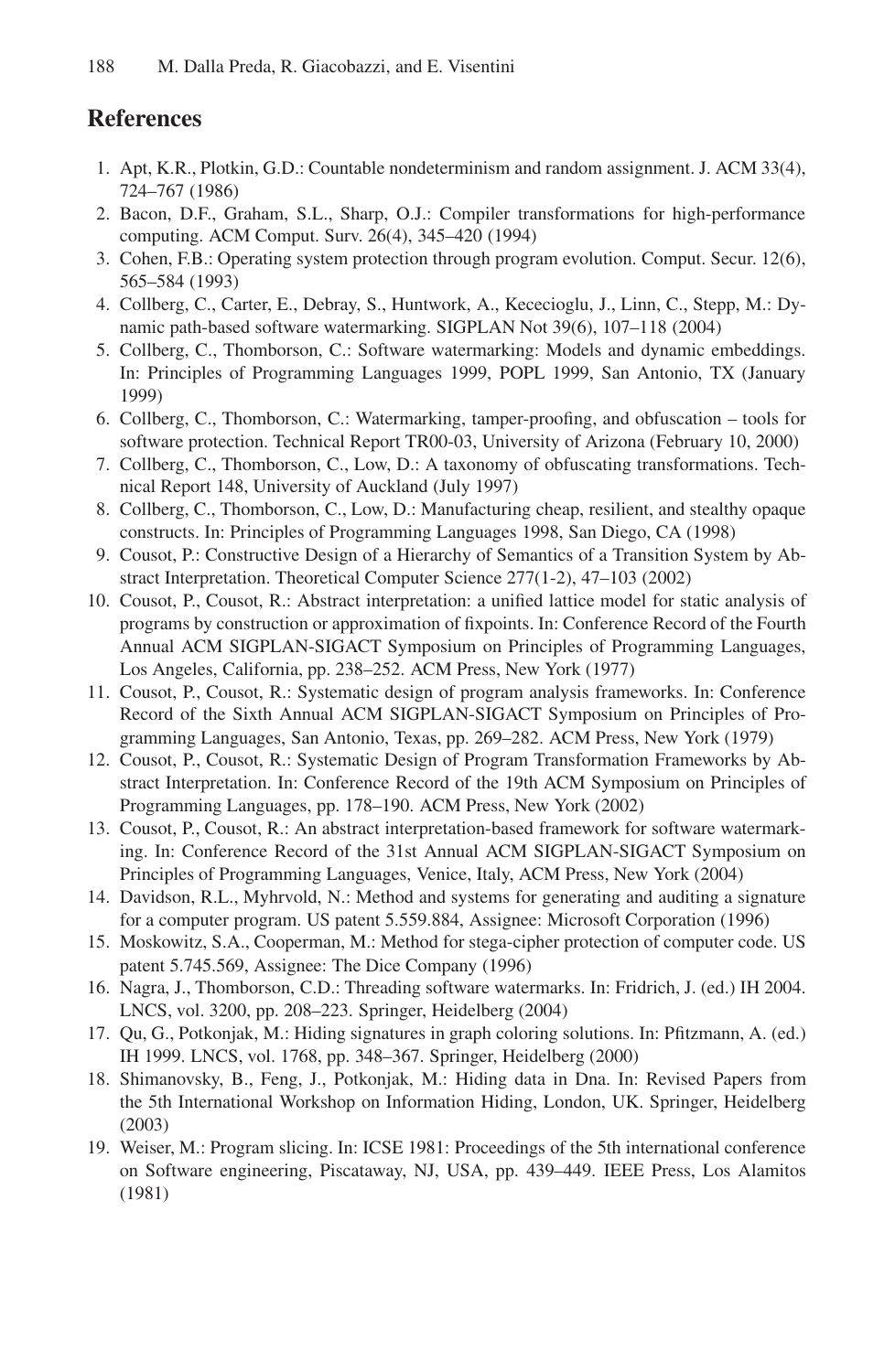## References

1. Apt, K.R., Plotkin, G.D.: Countable nondeterminism and random assignment. J. ACM 33(4), 724–767 (1986)
2. Bacon, D.F., Graham, S.L., Sharp, O.J.: Compiler transformations for high-performance computing. ACM Comput. Surv. 26(4), 345–420 (1994)
3. Cohen, F.B.: Operating system protection through program evolution. Comput. Secur. 12(6), 565–584 (1993)
4. Collberg, C., Carter, E., Debray, S., Huntwork, A., Kececioglu, J., Linn, C., Stepp, M.: Dynamic path-based software watermarking. SIGPLAN Not 39(6), 107–118 (2004)
5. Collberg, C., Thomborson, C.: Software watermarking: Models and dynamic embeddings. In: Principles of Programming Languages 1999, POPL 1999, San Antonio, TX (January 1999)
6. Collberg, C., Thomborson, C.: Watermarking, tamper-proofing, and obfuscation – tools for software protection. Technical Report TR00-03, University of Arizona (February 10, 2000)
7. Collberg, C., Thomborson, C., Low, D.: A taxonomy of obfuscating transformations. Technical Report 148, University of Auckland (July 1997)
8. Collberg, C., Thomborson, C., Low, D.: Manufacturing cheap, resilient, and stealthy opaque constructs. In: Principles of Programming Languages 1998, San Diego, CA (1998)
9. Cousot, P.: Constructive Design of a Hierarchy of Semantics of a Transition System by Abstract Interpretation. Theoretical Computer Science 277(1-2), 47–103 (2002)
10. Cousot, P., Cousot, R.: Abstract interpretation: a unified lattice model for static analysis of programs by construction or approximation of fixpoints. In: Conference Record of the Fourth Annual ACM SIGPLAN-SIGACT Symposium on Principles of Programming Languages, Los Angeles, California, pp. 238–252. ACM Press, New York (1977)
11. Cousot, P., Cousot, R.: Systematic design of program analysis frameworks. In: Conference Record of the Sixth Annual ACM SIGPLAN-SIGACT Symposium on Principles of Programming Languages, San Antonio, Texas, pp. 269–282. ACM Press, New York (1979)
12. Cousot, P., Cousot, R.: Systematic Design of Program Transformation Frameworks by Abstract Interpretation. In: Conference Record of the 19th ACM Symposium on Principles of Programming Languages, pp. 178–190. ACM Press, New York (2002)
13. Cousot, P., Cousot, R.: An abstract interpretation-based framework for software watermarking. In: Conference Record of the 31st Annual ACM SIGPLAN-SIGACT Symposium on Principles of Programming Languages, Venice, Italy, ACM Press, New York (2004)
14. Davidson, R.L., Myhrvold, N.: Method and systems for generating and auditing a signature for a computer program. US patent 5.559.884, Assignee: Microsoft Corporation (1996)
15. Moskowitz, S.A., Cooperman, M.: Method for stega-cipher protection of computer code. US patent 5.745.569, Assignee: The Dice Company (1996)
16. Nagra, J., Thomborson, C.D.: Threading software watermarks. In: Fridrich, J. (ed.) IH 2004. LNCS, vol. 3200, pp. 208–223. Springer, Heidelberg (2004)
17. Qu, G., Potkonjak, M.: Hiding signatures in graph coloring solutions. In: Pfitzmann, A. (ed.) IH 1999. LNCS, vol. 1768, pp. 348–367. Springer, Heidelberg (2000)
18. Shimanovsky, B., Feng, J., Potkonjak, M.: Hiding data in Dna. In: Revised Papers from the 5th International Workshop on Information Hiding, London, UK. Springer, Heidelberg (2003)
19. Weiser, M.: Program slicing. In: ICSE 1981: Proceedings of the 5th international conference on Software engineering, Piscataway, NJ, USA, pp. 439–449. IEEE Press, Los Alamitos (1981)